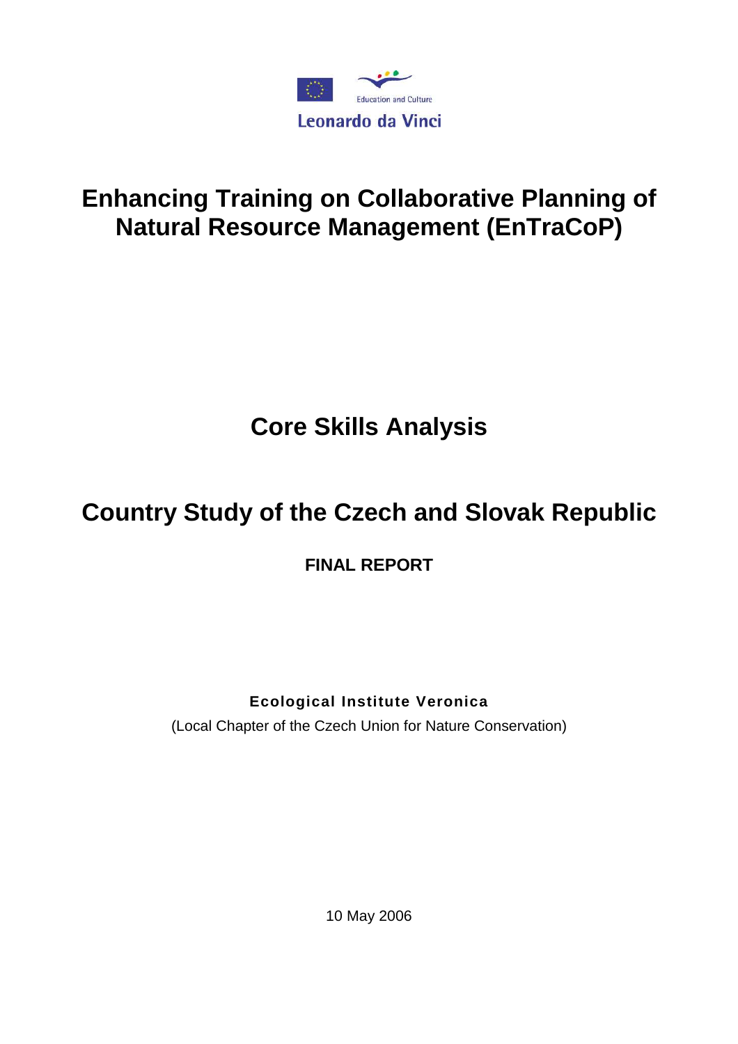Education and Culture

Leonardo da Vinci

# Enhancing Training on Collaborative Planning of Natural Resource Management (EnTraCoP)

# Core Skills Analysis

# Country Study of the Czech and Slovak Republic

**FINAL REPORT**

**Ecological Institute Veronica**

(Local Chapter of the Czech Union for Nature Conservation)

10 May 2006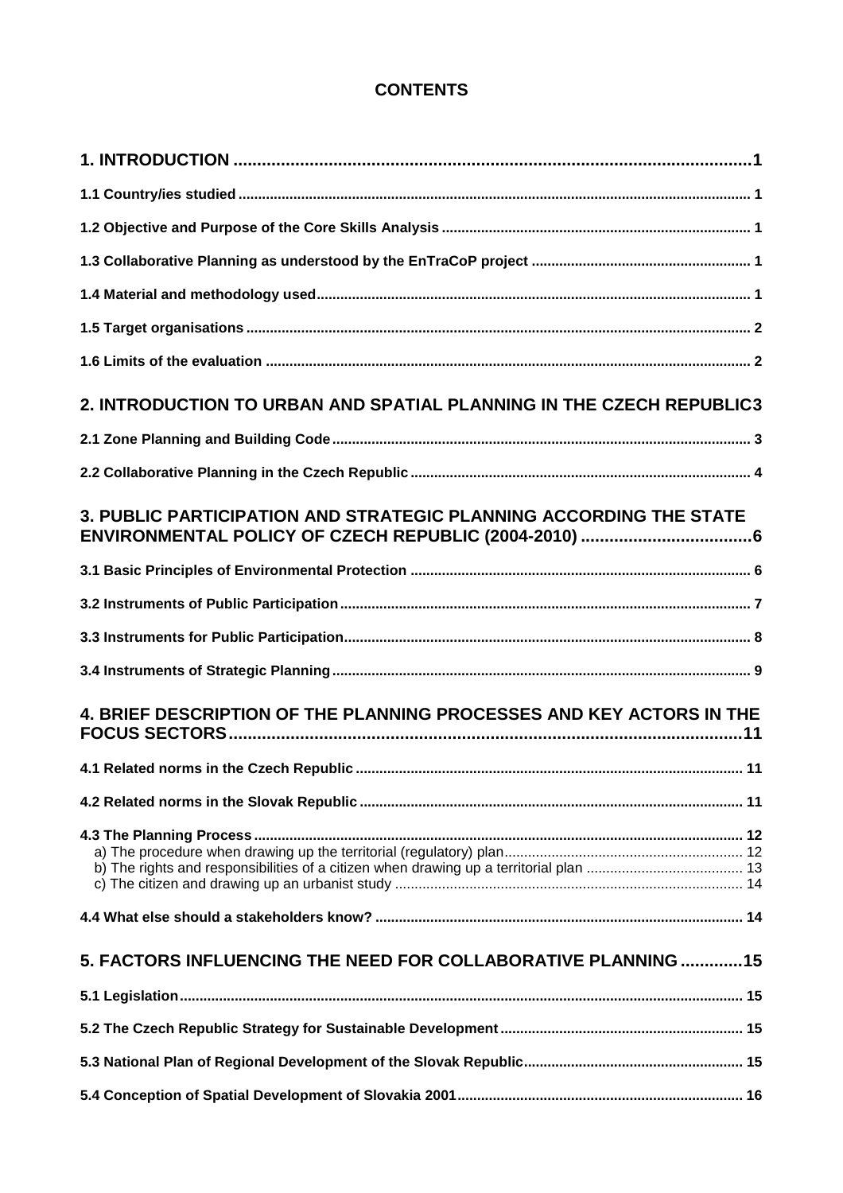# CONTENTS

**1. INTRODUCTION ............................................................................................................. 1**

**1.1 Country/ies studied ..................................................................................................... 1**

**1.2 Objective and Purpose of the Core Skills Analysis ....................................................... 1**

**1.3 Collaborative Planning as understood by the EnTraCoP project .................................. 1**

**1.4 Material and methodology used ................................................................................... 1**

**1.5 Target organisations .................................................................................................... 2**

**1.6 Limits of the evaluation ............................................................................................... 2**

**2. INTRODUCTION TO URBAN AND SPATIAL PLANNING IN THE CZECH REPUBLIC 3**

**2.1 Zone Planning and Building Code ................................................................................ 3**

**2.2 Collaborative Planning in the Czech Republic ............................................................... 4**

**3. PUBLIC PARTICIPATION AND STRATEGIC PLANNING ACCORDING THE STATE ENVIRONMENTAL POLICY OF CZECH REPUBLIC (2004-2010) ..................................... 6**

**3.1 Basic Principles of Environmental Protection ............................................................... 6**

**3.2 Instruments of Public Participation ............................................................................... 7**

**3.3 Instruments for Public Participation .............................................................................. 8**

**3.4 Instruments of Strategic Planning ................................................................................. 9**

**4. BRIEF DESCRIPTION OF THE PLANNING PROCESSES AND KEY ACTORS IN THE FOCUS SECTORS ............................................................................................................. 11**

**4.1 Related norms in the Czech Republic ......................................................................... 11**

**4.2 Related norms in the Slovak Republic ......................................................................... 11**

**4.3 The Planning Process ................................................................................................. 12**

a) The procedure when drawing up the territorial (regulatory) plan ............................................ 12
b) The rights and responsibilities of a citizen when drawing up a territorial plan ....................... 13
c) The citizen and drawing up an urbanist study ........................................................................ 14

**4.4 What else should a stakeholders know? ..................................................................... 14**

**5. FACTORS INFLUENCING THE NEED FOR COLLABORATIVE PLANNING ............. 15**

**5.1 Legislation .................................................................................................................. 15**

**5.2 The Czech Republic Strategy for Sustainable Development ........................................ 15**

**5.3 National Plan of Regional Development of the Slovak Republic ................................. 15**

**5.4 Conception of Spatial Development of Slovakia 2001 ................................................ 16**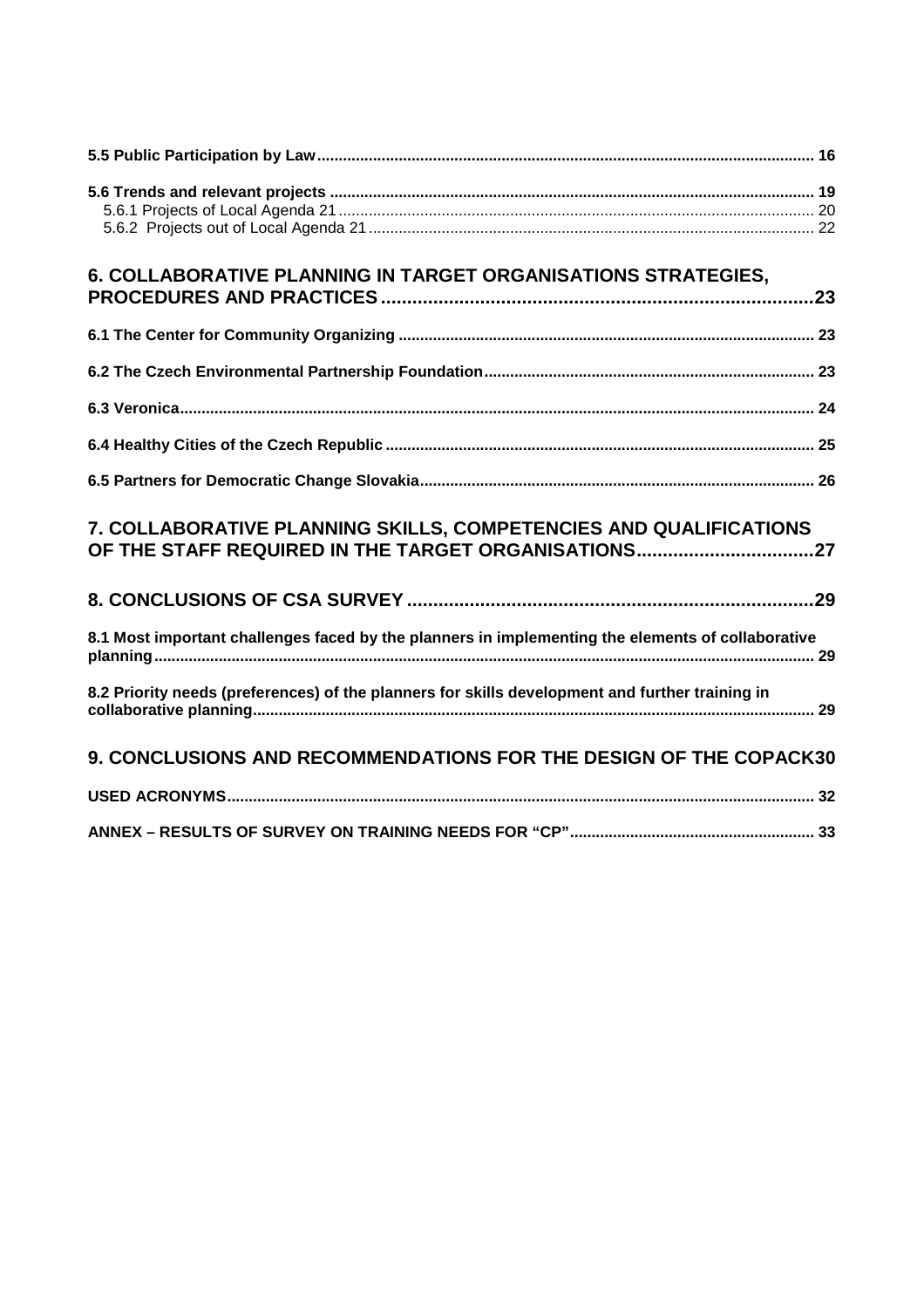**5.5 Public Participation by Law** .......... 16

**5.6 Trends and relevant projects** .......... 19
5.6.1 Projects of Local Agenda 21 .......... 20
5.6.2 Projects out of Local Agenda 21 .......... 22

**6. COLLABORATIVE PLANNING IN TARGET ORGANISATIONS STRATEGIES, PROCEDURES AND PRACTICES** .......... 23

**6.1 The Center for Community Organizing** .......... 23

**6.2 The Czech Environmental Partnership Foundation** .......... 23

**6.3 Veronica** .......... 24

**6.4 Healthy Cities of the Czech Republic** .......... 25

**6.5 Partners for Democratic Change Slovakia** .......... 26

**7. COLLABORATIVE PLANNING SKILLS, COMPETENCIES AND QUALIFICATIONS OF THE STAFF REQUIRED IN THE TARGET ORGANISATIONS** .......... 27

**8. CONCLUSIONS OF CSA SURVEY** .......... 29

**8.1 Most important challenges faced by the planners in implementing the elements of collaborative planning** .......... 29

**8.2 Priority needs (preferences) of the planners for skills development and further training in collaborative planning** .......... 29

**9. CONCLUSIONS AND RECOMMENDATIONS FOR THE DESIGN OF THE COPACK** 30

**USED ACRONYMS** .......... 32

**ANNEX – RESULTS OF SURVEY ON TRAINING NEEDS FOR "CP"** .......... 33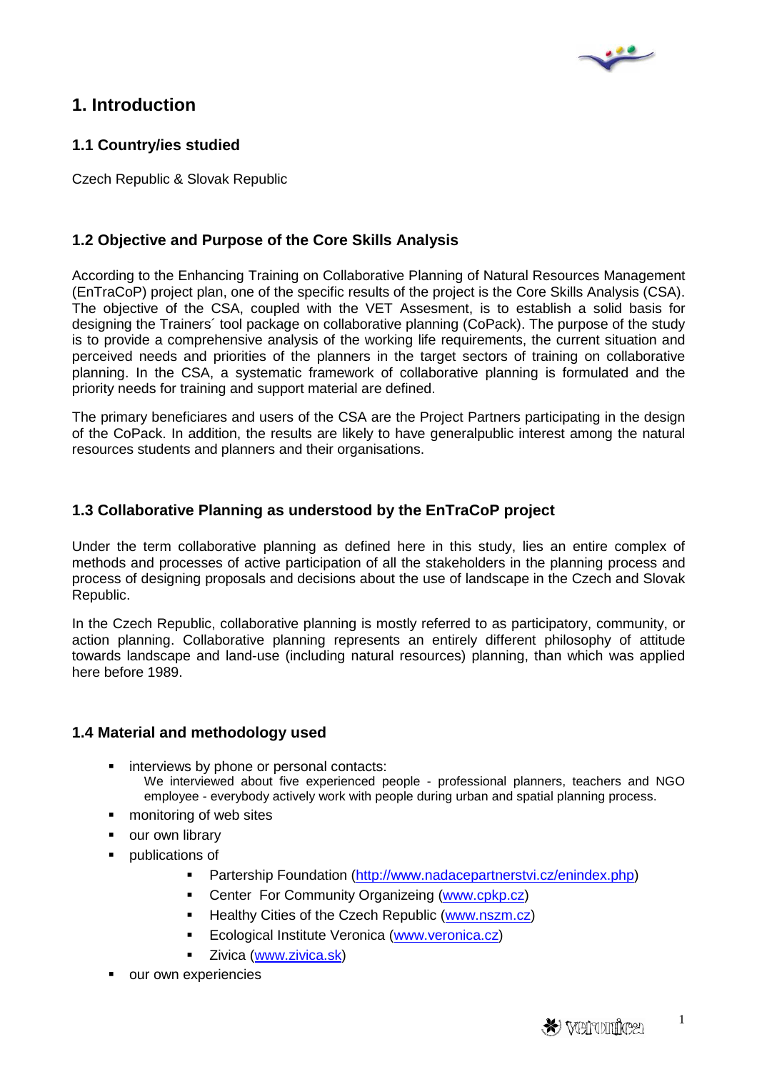# 1. Introduction

## 1.1 Country/ies studied

Czech Republic & Slovak Republic

## 1.2 Objective and Purpose of the Core Skills Analysis

According to the Enhancing Training on Collaborative Planning of Natural Resources Management (EnTraCoP) project plan, one of the specific results of the project is the Core Skills Analysis (CSA). The objective of the CSA, coupled with the VET Assesment, is to establish a solid basis for designing the Trainers´ tool package on collaborative planning (CoPack). The purpose of the study is to provide a comprehensive analysis of the working life requirements, the current situation and perceived needs and priorities of the planners in the target sectors of training on collaborative planning. In the CSA, a systematic framework of collaborative planning is formulated and the priority needs for training and support material are defined.

The primary beneficiares and users of the CSA are the Project Partners participating in the design of the CoPack. In addition, the results are likely to have generalpublic interest among the natural resources students and planners and their organisations.

## 1.3 Collaborative Planning as understood by the EnTraCoP project

Under the term collaborative planning as defined here in this study, lies an entire complex of methods and processes of active participation of all the stakeholders in the planning process and process of designing proposals and decisions about the use of landscape in the Czech and Slovak Republic.

In the Czech Republic, collaborative planning is mostly referred to as participatory, community, or action planning. Collaborative planning represents an entirely different philosophy of attitude towards landscape and land-use (including natural resources) planning, than which was applied here before 1989.

## 1.4 Material and methodology used

- interviews by phone or personal contacts:
  We interviewed about five experienced people - professional planners, teachers and NGO employee - everybody actively work with people during urban and spatial planning process.
- monitoring of web sites
- our own library
- publications of
  - Partership Foundation (http://www.nadacepartnerstvi.cz/enindex.php)
  - Center For Community Organizeing (www.cpkp.cz)
  - Healthy Cities of the Czech Republic (www.nszm.cz)
  - Ecological Institute Veronica (www.veronica.cz)
  - Zivica (www.zivica.sk)
- our own experiencies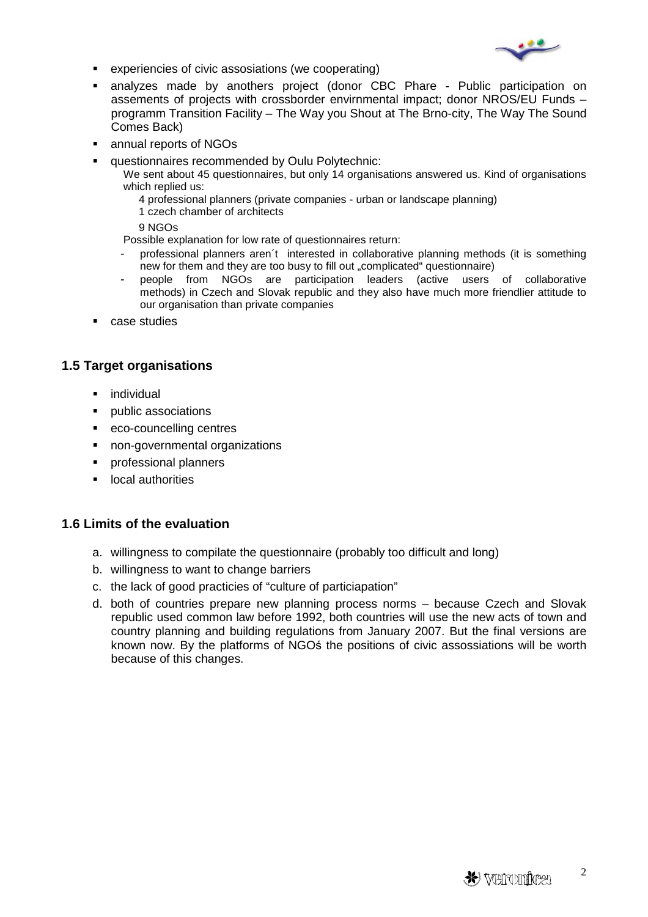- experiencies of civic assosiations (we cooperating)
- analyzes made by anothers project (donor CBC Phare - Public participation on assements of projects with crossborder envirnmental impact; donor NROS/EU Funds – programm Transition Facility – The Way you Shout at The Brno-city, The Way The Sound Comes Back)
- annual reports of NGOs
- questionnaires recommended by Oulu Polytechnic:
  
  We sent about 45 questionnaires, but only 14 organisations answered us. Kind of organisations which replied us:
  
  4 professional planners (private companies - urban or landscape planning)
  
  1 czech chamber of architects
  
  9 NGOs
  
  Possible explanation for low rate of questionnaires return:
  
  - professional planners aren´t interested in collaborative planning methods (it is something new for them and they are too busy to fill out „complicated" questionnaire)
  - people from NGOs are participation leaders (active users of collaborative methods) in Czech and Slovak republic and they also have much more friendlier attitude to our organisation than private companies
- case studies

## 1.5 Target organisations

- individual
- public associations
- eco-councelling centres
- non-governmental organizations
- professional planners
- local authorities

## 1.6 Limits of the evaluation

a. willingness to compilate the questionnaire (probably too difficult and long)
b. willingness to want to change barriers
c. the lack of good practicies of "culture of particiapation"
d. both of countries prepare new planning process norms – because Czech and Slovak republic used common law before 1992, both countries will use the new acts of town and country planning and building regulations from January 2007. But the final versions are known now. By the platforms of NGOś the positions of civic assossiations will be worth because of this changes.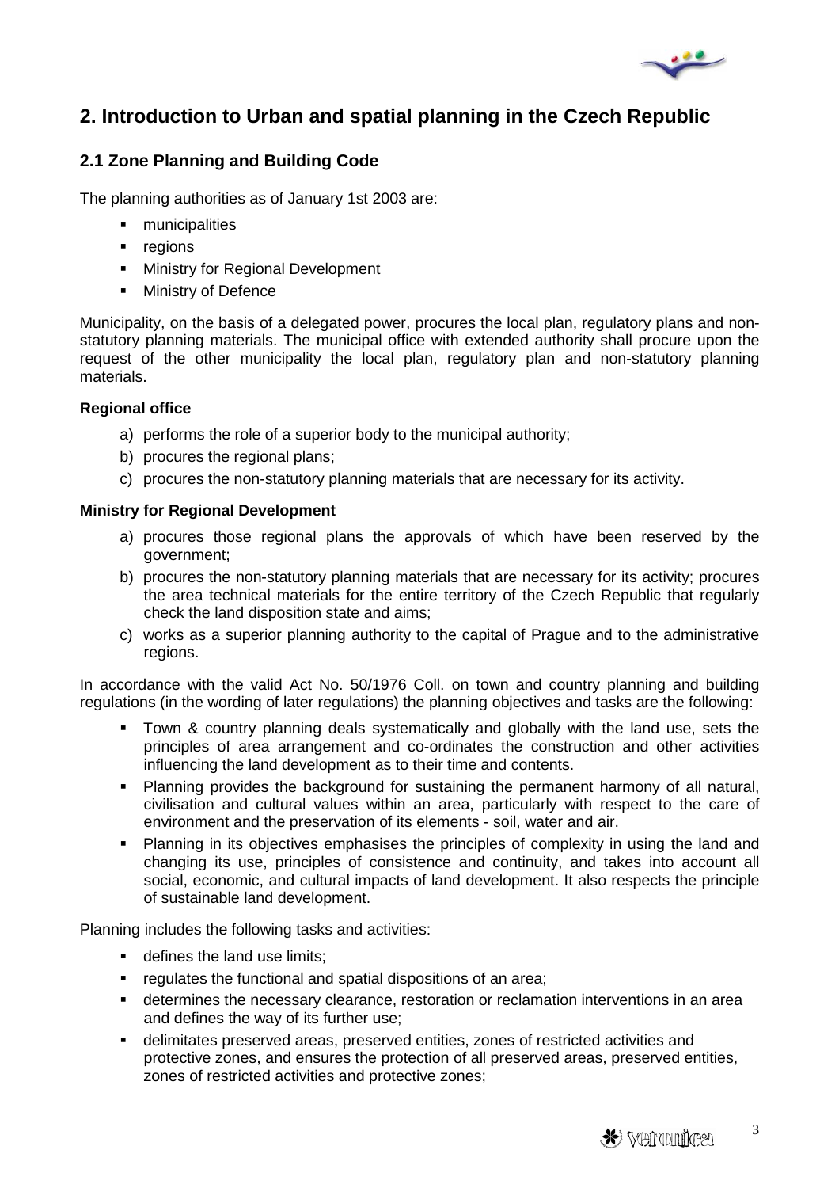## 2. Introduction to Urban and spatial planning in the Czech Republic

### 2.1 Zone Planning and Building Code

The planning authorities as of January 1st 2003 are:

- municipalities
- regions
- Ministry for Regional Development
- Ministry of Defence

Municipality, on the basis of a delegated power, procures the local plan, regulatory plans and non-statutory planning materials. The municipal office with extended authority shall procure upon the request of the other municipality the local plan, regulatory plan and non-statutory planning materials.

**Regional office**

a) performs the role of a superior body to the municipal authority;
b) procures the regional plans;
c) procures the non-statutory planning materials that are necessary for its activity.

**Ministry for Regional Development**

a) procures those regional plans the approvals of which have been reserved by the government;
b) procures the non-statutory planning materials that are necessary for its activity; procures the area technical materials for the entire territory of the Czech Republic that regularly check the land disposition state and aims;
c) works as a superior planning authority to the capital of Prague and to the administrative regions.

In accordance with the valid Act No. 50/1976 Coll. on town and country planning and building regulations (in the wording of later regulations) the planning objectives and tasks are the following:

- Town & country planning deals systematically and globally with the land use, sets the principles of area arrangement and co-ordinates the construction and other activities influencing the land development as to their time and contents.
- Planning provides the background for sustaining the permanent harmony of all natural, civilisation and cultural values within an area, particularly with respect to the care of environment and the preservation of its elements - soil, water and air.
- Planning in its objectives emphasises the principles of complexity in using the land and changing its use, principles of consistence and continuity, and takes into account all social, economic, and cultural impacts of land development. It also respects the principle of sustainable land development.

Planning includes the following tasks and activities:

- defines the land use limits;
- regulates the functional and spatial dispositions of an area;
- determines the necessary clearance, restoration or reclamation interventions in an area and defines the way of its further use;
- delimitates preserved areas, preserved entities, zones of restricted activities and protective zones, and ensures the protection of all preserved areas, preserved entities, zones of restricted activities and protective zones;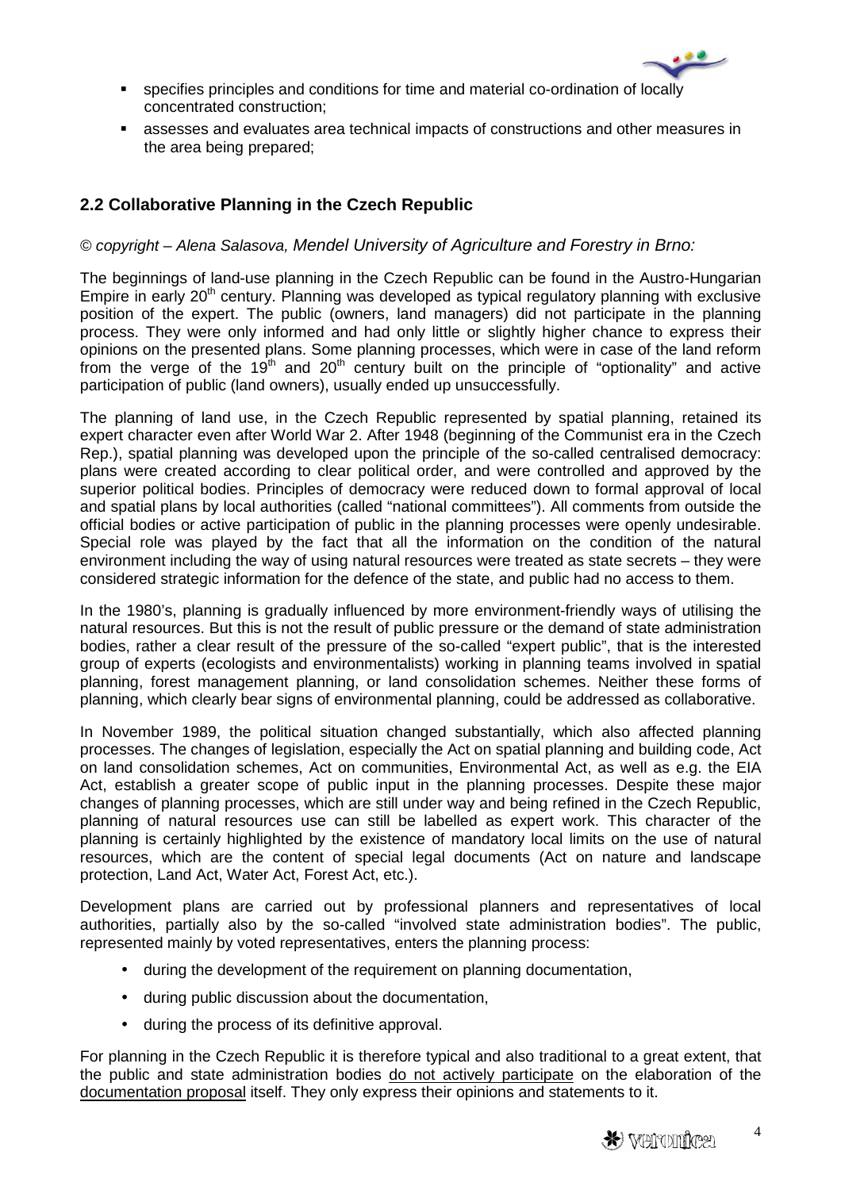- specifies principles and conditions for time and material co-ordination of locally concentrated construction;
- assesses and evaluates area technical impacts of constructions and other measures in the area being prepared;

## 2.2 Collaborative Planning in the Czech Republic

*© copyright – Alena Salasova, Mendel University of Agriculture and Forestry in Brno:*

The beginnings of land-use planning in the Czech Republic can be found in the Austro-Hungarian Empire in early 20[th] century. Planning was developed as typical regulatory planning with exclusive position of the expert. The public (owners, land managers) did not participate in the planning process. They were only informed and had only little or slightly higher chance to express their opinions on the presented plans. Some planning processes, which were in case of the land reform from the verge of the 19[th] and 20[th] century built on the principle of "optionality" and active participation of public (land owners), usually ended up unsuccessfully.

The planning of land use, in the Czech Republic represented by spatial planning, retained its expert character even after World War 2. After 1948 (beginning of the Communist era in the Czech Rep.), spatial planning was developed upon the principle of the so-called centralised democracy: plans were created according to clear political order, and were controlled and approved by the superior political bodies. Principles of democracy were reduced down to formal approval of local and spatial plans by local authorities (called "national committees"). All comments from outside the official bodies or active participation of public in the planning processes were openly undesirable. Special role was played by the fact that all the information on the condition of the natural environment including the way of using natural resources were treated as state secrets – they were considered strategic information for the defence of the state, and public had no access to them.

In the 1980's, planning is gradually influenced by more environment-friendly ways of utilising the natural resources. But this is not the result of public pressure or the demand of state administration bodies, rather a clear result of the pressure of the so-called "expert public", that is the interested group of experts (ecologists and environmentalists) working in planning teams involved in spatial planning, forest management planning, or land consolidation schemes. Neither these forms of planning, which clearly bear signs of environmental planning, could be addressed as collaborative.

In November 1989, the political situation changed substantially, which also affected planning processes. The changes of legislation, especially the Act on spatial planning and building code, Act on land consolidation schemes, Act on communities, Environmental Act, as well as e.g. the EIA Act, establish a greater scope of public input in the planning processes. Despite these major changes of planning processes, which are still under way and being refined in the Czech Republic, planning of natural resources use can still be labelled as expert work. This character of the planning is certainly highlighted by the existence of mandatory local limits on the use of natural resources, which are the content of special legal documents (Act on nature and landscape protection, Land Act, Water Act, Forest Act, etc.).

Development plans are carried out by professional planners and representatives of local authorities, partially also by the so-called "involved state administration bodies". The public, represented mainly by voted representatives, enters the planning process:

- during the development of the requirement on planning documentation,
- during public discussion about the documentation,
- during the process of its definitive approval.

For planning in the Czech Republic it is therefore typical and also traditional to a great extent, that the public and state administration bodies do not actively participate on the elaboration of the documentation proposal itself. They only express their opinions and statements to it.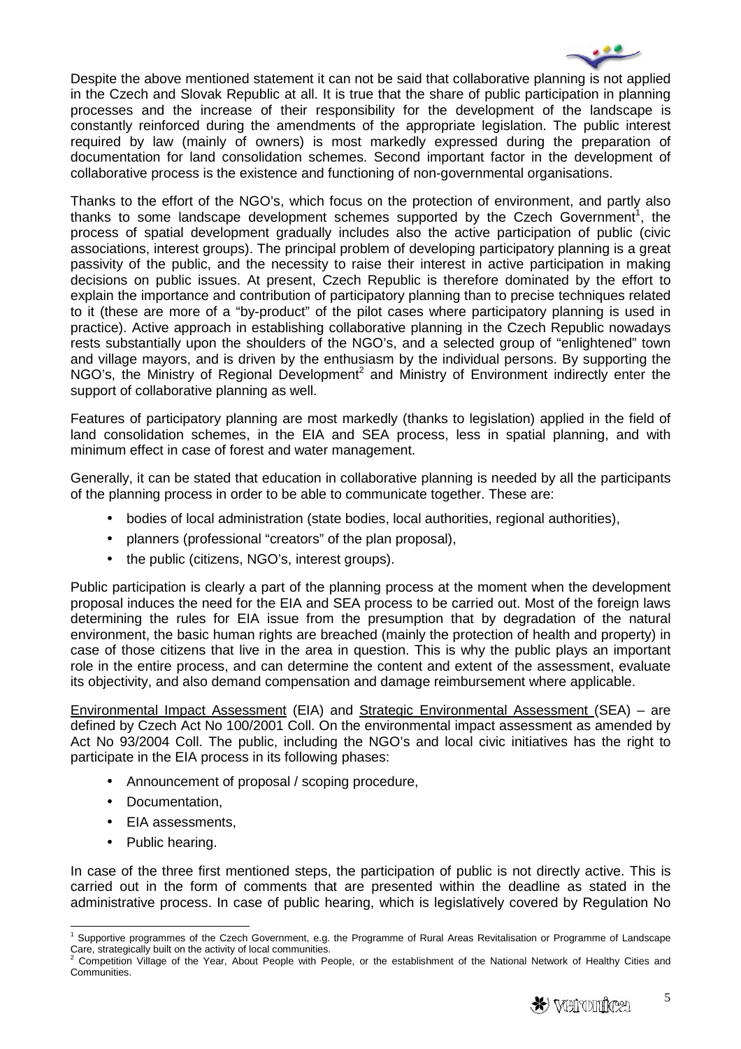Despite the above mentioned statement it can not be said that collaborative planning is not applied in the Czech and Slovak Republic at all. It is true that the share of public participation in planning processes and the increase of their responsibility for the development of the landscape is constantly reinforced during the amendments of the appropriate legislation. The public interest required by law (mainly of owners) is most markedly expressed during the preparation of documentation for land consolidation schemes. Second important factor in the development of collaborative process is the existence and functioning of non-governmental organisations.

Thanks to the effort of the NGO's, which focus on the protection of environment, and partly also thanks to some landscape development schemes supported by the Czech Government[1], the process of spatial development gradually includes also the active participation of public (civic associations, interest groups). The principal problem of developing participatory planning is a great passivity of the public, and the necessity to raise their interest in active participation in making decisions on public issues. At present, Czech Republic is therefore dominated by the effort to explain the importance and contribution of participatory planning than to precise techniques related to it (these are more of a "by-product" of the pilot cases where participatory planning is used in practice). Active approach in establishing collaborative planning in the Czech Republic nowadays rests substantially upon the shoulders of the NGO's, and a selected group of "enlightened" town and village mayors, and is driven by the enthusiasm by the individual persons. By supporting the NGO's, the Ministry of Regional Development[2] and Ministry of Environment indirectly enter the support of collaborative planning as well.

Features of participatory planning are most markedly (thanks to legislation) applied in the field of land consolidation schemes, in the EIA and SEA process, less in spatial planning, and with minimum effect in case of forest and water management.

Generally, it can be stated that education in collaborative planning is needed by all the participants of the planning process in order to be able to communicate together. These are:

- bodies of local administration (state bodies, local authorities, regional authorities),
- planners (professional "creators" of the plan proposal),
- the public (citizens, NGO's, interest groups).

Public participation is clearly a part of the planning process at the moment when the development proposal induces the need for the EIA and SEA process to be carried out. Most of the foreign laws determining the rules for EIA issue from the presumption that by degradation of the natural environment, the basic human rights are breached (mainly the protection of health and property) in case of those citizens that live in the area in question. This is why the public plays an important role in the entire process, and can determine the content and extent of the assessment, evaluate its objectivity, and also demand compensation and damage reimbursement where applicable.

<u>Environmental Impact Assessment</u> (EIA) and <u>Strategic Environmental Assessment</u> (SEA) – are defined by Czech Act No 100/2001 Coll. On the environmental impact assessment as amended by Act No 93/2004 Coll. The public, including the NGO's and local civic initiatives has the right to participate in the EIA process in its following phases:

- Announcement of proposal / scoping procedure,
- Documentation,
- EIA assessments,
- Public hearing.

In case of the three first mentioned steps, the participation of public is not directly active. This is carried out in the form of comments that are presented within the deadline as stated in the administrative process. In case of public hearing, which is legislatively covered by Regulation No

---

[1] Supportive programmes of the Czech Government, e.g. the Programme of Rural Areas Revitalisation or Programme of Landscape Care, strategically built on the activity of local communities.

[2] Competition Village of the Year, About People with People, or the establishment of the National Network of Healthy Cities and Communities.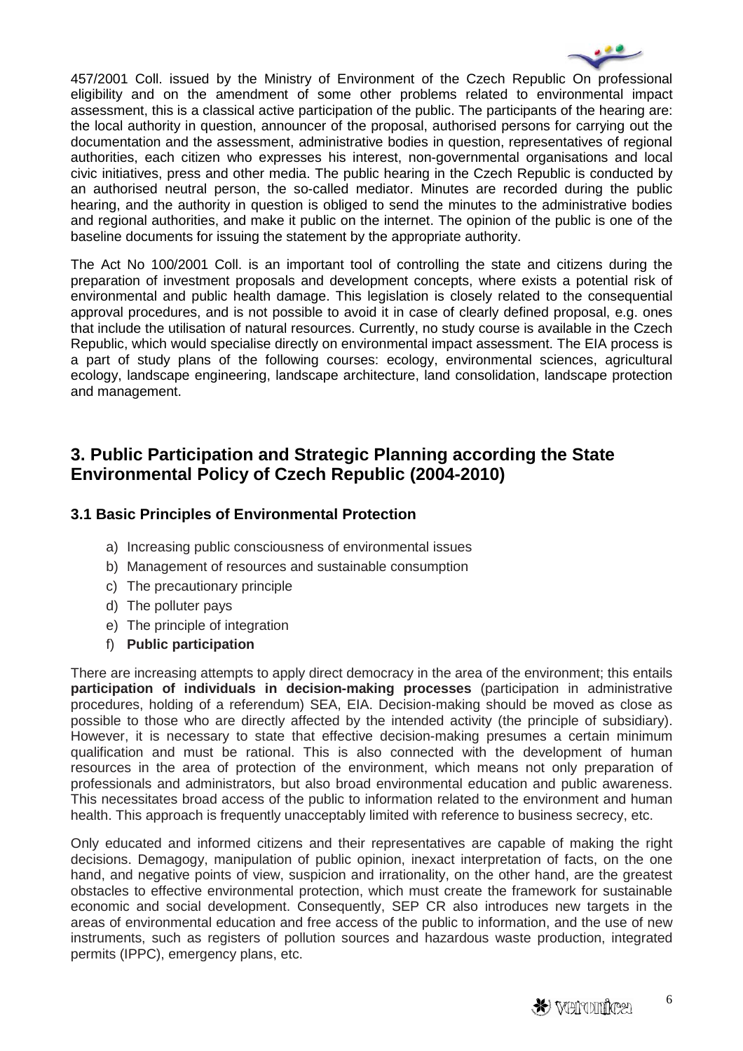457/2001 Coll. issued by the Ministry of Environment of the Czech Republic On professional eligibility and on the amendment of some other problems related to environmental impact assessment, this is a classical active participation of the public. The participants of the hearing are: the local authority in question, announcer of the proposal, authorised persons for carrying out the documentation and the assessment, administrative bodies in question, representatives of regional authorities, each citizen who expresses his interest, non-governmental organisations and local civic initiatives, press and other media. The public hearing in the Czech Republic is conducted by an authorised neutral person, the so-called mediator. Minutes are recorded during the public hearing, and the authority in question is obliged to send the minutes to the administrative bodies and regional authorities, and make it public on the internet. The opinion of the public is one of the baseline documents for issuing the statement by the appropriate authority.

The Act No 100/2001 Coll. is an important tool of controlling the state and citizens during the preparation of investment proposals and development concepts, where exists a potential risk of environmental and public health damage. This legislation is closely related to the consequential approval procedures, and is not possible to avoid it in case of clearly defined proposal, e.g. ones that include the utilisation of natural resources. Currently, no study course is available in the Czech Republic, which would specialise directly on environmental impact assessment. The EIA process is a part of study plans of the following courses: ecology, environmental sciences, agricultural ecology, landscape engineering, landscape architecture, land consolidation, landscape protection and management.

## 3. Public Participation and Strategic Planning according the State Environmental Policy of Czech Republic (2004-2010)

### 3.1 Basic Principles of Environmental Protection

a) Increasing public consciousness of environmental issues
b) Management of resources and sustainable consumption
c) The precautionary principle
d) The polluter pays
e) The principle of integration
f) **Public participation**

There are increasing attempts to apply direct democracy in the area of the environment; this entails **participation of individuals in decision-making processes** (participation in administrative procedures, holding of a referendum) SEA, EIA. Decision-making should be moved as close as possible to those who are directly affected by the intended activity (the principle of subsidiary). However, it is necessary to state that effective decision-making presumes a certain minimum qualification and must be rational. This is also connected with the development of human resources in the area of protection of the environment, which means not only preparation of professionals and administrators, but also broad environmental education and public awareness. This necessitates broad access of the public to information related to the environment and human health. This approach is frequently unacceptably limited with reference to business secrecy, etc.

Only educated and informed citizens and their representatives are capable of making the right decisions. Demagogy, manipulation of public opinion, inexact interpretation of facts, on the one hand, and negative points of view, suspicion and irrationality, on the other hand, are the greatest obstacles to effective environmental protection, which must create the framework for sustainable economic and social development. Consequently, SEP CR also introduces new targets in the areas of environmental education and free access of the public to information, and the use of new instruments, such as registers of pollution sources and hazardous waste production, integrated permits (IPPC), emergency plans, etc.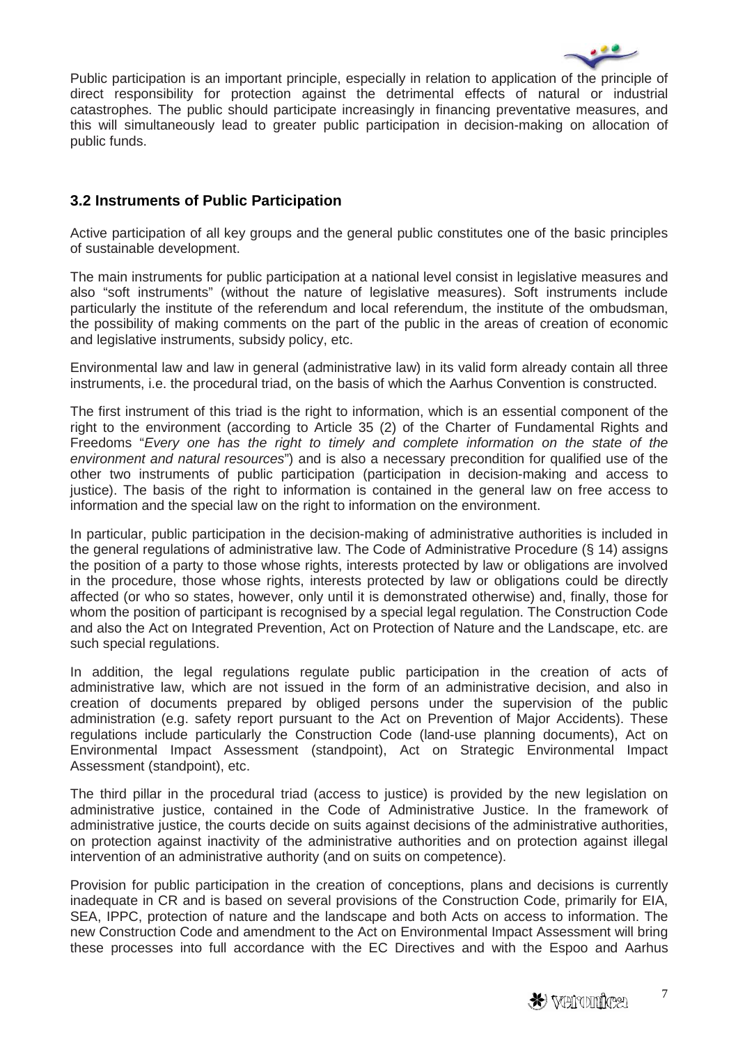Public participation is an important principle, especially in relation to application of the principle of direct responsibility for protection against the detrimental effects of natural or industrial catastrophes. The public should participate increasingly in financing preventative measures, and this will simultaneously lead to greater public participation in decision-making on allocation of public funds.

### 3.2 Instruments of Public Participation

Active participation of all key groups and the general public constitutes one of the basic principles of sustainable development.

The main instruments for public participation at a national level consist in legislative measures and also "soft instruments" (without the nature of legislative measures). Soft instruments include particularly the institute of the referendum and local referendum, the institute of the ombudsman, the possibility of making comments on the part of the public in the areas of creation of economic and legislative instruments, subsidy policy, etc.

Environmental law and law in general (administrative law) in its valid form already contain all three instruments, i.e. the procedural triad, on the basis of which the Aarhus Convention is constructed.

The first instrument of this triad is the right to information, which is an essential component of the right to the environment (according to Article 35 (2) of the Charter of Fundamental Rights and Freedoms "*Every one has the right to timely and complete information on the state of the environment and natural resources*") and is also a necessary precondition for qualified use of the other two instruments of public participation (participation in decision-making and access to justice). The basis of the right to information is contained in the general law on free access to information and the special law on the right to information on the environment.

In particular, public participation in the decision-making of administrative authorities is included in the general regulations of administrative law. The Code of Administrative Procedure (§ 14) assigns the position of a party to those whose rights, interests protected by law or obligations are involved in the procedure, those whose rights, interests protected by law or obligations could be directly affected (or who so states, however, only until it is demonstrated otherwise) and, finally, those for whom the position of participant is recognised by a special legal regulation. The Construction Code and also the Act on Integrated Prevention, Act on Protection of Nature and the Landscape, etc. are such special regulations.

In addition, the legal regulations regulate public participation in the creation of acts of administrative law, which are not issued in the form of an administrative decision, and also in creation of documents prepared by obliged persons under the supervision of the public administration (e.g. safety report pursuant to the Act on Prevention of Major Accidents). These regulations include particularly the Construction Code (land-use planning documents), Act on Environmental Impact Assessment (standpoint), Act on Strategic Environmental Impact Assessment (standpoint), etc.

The third pillar in the procedural triad (access to justice) is provided by the new legislation on administrative justice, contained in the Code of Administrative Justice. In the framework of administrative justice, the courts decide on suits against decisions of the administrative authorities, on protection against inactivity of the administrative authorities and on protection against illegal intervention of an administrative authority (and on suits on competence).

Provision for public participation in the creation of conceptions, plans and decisions is currently inadequate in CR and is based on several provisions of the Construction Code, primarily for EIA, SEA, IPPC, protection of nature and the landscape and both Acts on access to information. The new Construction Code and amendment to the Act on Environmental Impact Assessment will bring these processes into full accordance with the EC Directives and with the Espoo and Aarhus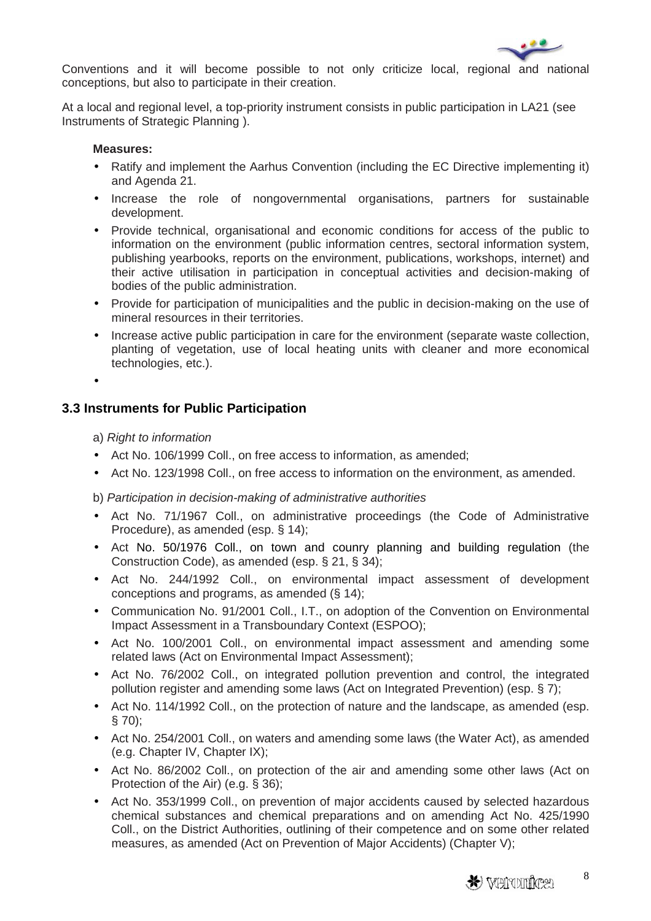Conventions and it will become possible to not only criticize local, regional and national conceptions, but also to participate in their creation.

At a local and regional level, a top-priority instrument consists in public participation in LA21 (see Instruments of Strategic Planning ).

**Measures:**

- Ratify and implement the Aarhus Convention (including the EC Directive implementing it) and Agenda 21.
- Increase the role of nongovernmental organisations, partners for sustainable development.
- Provide technical, organisational and economic conditions for access of the public to information on the environment (public information centres, sectoral information system, publishing yearbooks, reports on the environment, publications, workshops, internet) and their active utilisation in participation in conceptual activities and decision-making of bodies of the public administration.
- Provide for participation of municipalities and the public in decision-making on the use of mineral resources in their territories.
- Increase active public participation in care for the environment (separate waste collection, planting of vegetation, use of local heating units with cleaner and more economical technologies, etc.).
- 

### 3.3 Instruments for Public Participation

a) *Right to information*

- Act No. 106/1999 Coll., on free access to information, as amended;
- Act No. 123/1998 Coll., on free access to information on the environment, as amended.

b) *Participation in decision-making of administrative authorities*

- Act No. 71/1967 Coll., on administrative proceedings (the Code of Administrative Procedure), as amended (esp. § 14);
- Act No. 50/1976 Coll., on town and counry planning and building regulation (the Construction Code), as amended (esp. § 21, § 34);
- Act No. 244/1992 Coll., on environmental impact assessment of development conceptions and programs, as amended (§ 14);
- Communication No. 91/2001 Coll., I.T., on adoption of the Convention on Environmental Impact Assessment in a Transboundary Context (ESPOO);
- Act No. 100/2001 Coll., on environmental impact assessment and amending some related laws (Act on Environmental Impact Assessment);
- Act No. 76/2002 Coll., on integrated pollution prevention and control, the integrated pollution register and amending some laws (Act on Integrated Prevention) (esp. § 7);
- Act No. 114/1992 Coll., on the protection of nature and the landscape, as amended (esp. § 70);
- Act No. 254/2001 Coll., on waters and amending some laws (the Water Act), as amended (e.g. Chapter IV, Chapter IX);
- Act No. 86/2002 Coll., on protection of the air and amending some other laws (Act on Protection of the Air) (e.g. § 36);
- Act No. 353/1999 Coll., on prevention of major accidents caused by selected hazardous chemical substances and chemical preparations and on amending Act No. 425/1990 Coll., on the District Authorities, outlining of their competence and on some other related measures, as amended (Act on Prevention of Major Accidents) (Chapter V);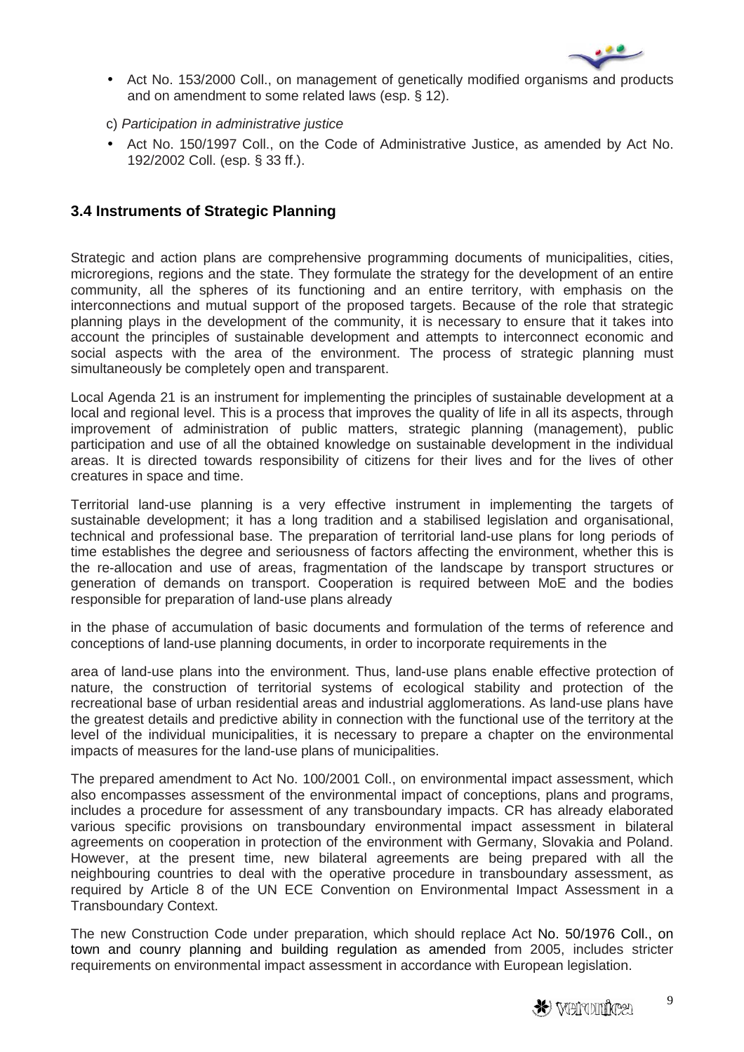- Act No. 153/2000 Coll., on management of genetically modified organisms and products and on amendment to some related laws (esp. § 12).

c) *Participation in administrative justice*

- Act No. 150/1997 Coll., on the Code of Administrative Justice, as amended by Act No. 192/2002 Coll. (esp. § 33 ff.).

### 3.4 Instruments of Strategic Planning

Strategic and action plans are comprehensive programming documents of municipalities, cities, microregions, regions and the state. They formulate the strategy for the development of an entire community, all the spheres of its functioning and an entire territory, with emphasis on the interconnections and mutual support of the proposed targets. Because of the role that strategic planning plays in the development of the community, it is necessary to ensure that it takes into account the principles of sustainable development and attempts to interconnect economic and social aspects with the area of the environment. The process of strategic planning must simultaneously be completely open and transparent.

Local Agenda 21 is an instrument for implementing the principles of sustainable development at a local and regional level. This is a process that improves the quality of life in all its aspects, through improvement of administration of public matters, strategic planning (management), public participation and use of all the obtained knowledge on sustainable development in the individual areas. It is directed towards responsibility of citizens for their lives and for the lives of other creatures in space and time.

Territorial land-use planning is a very effective instrument in implementing the targets of sustainable development; it has a long tradition and a stabilised legislation and organisational, technical and professional base. The preparation of territorial land-use plans for long periods of time establishes the degree and seriousness of factors affecting the environment, whether this is the re-allocation and use of areas, fragmentation of the landscape by transport structures or generation of demands on transport. Cooperation is required between MoE and the bodies responsible for preparation of land-use plans already

in the phase of accumulation of basic documents and formulation of the terms of reference and conceptions of land-use planning documents, in order to incorporate requirements in the

area of land-use plans into the environment. Thus, land-use plans enable effective protection of nature, the construction of territorial systems of ecological stability and protection of the recreational base of urban residential areas and industrial agglomerations. As land-use plans have the greatest details and predictive ability in connection with the functional use of the territory at the level of the individual municipalities, it is necessary to prepare a chapter on the environmental impacts of measures for the land-use plans of municipalities.

The prepared amendment to Act No. 100/2001 Coll., on environmental impact assessment, which also encompasses assessment of the environmental impact of conceptions, plans and programs, includes a procedure for assessment of any transboundary impacts. CR has already elaborated various specific provisions on transboundary environmental impact assessment in bilateral agreements on cooperation in protection of the environment with Germany, Slovakia and Poland. However, at the present time, new bilateral agreements are being prepared with all the neighbouring countries to deal with the operative procedure in transboundary assessment, as required by Article 8 of the UN ECE Convention on Environmental Impact Assessment in a Transboundary Context.

The new Construction Code under preparation, which should replace Act No. 50/1976 Coll., on town and counry planning and building regulation as amended from 2005, includes stricter requirements on environmental impact assessment in accordance with European legislation.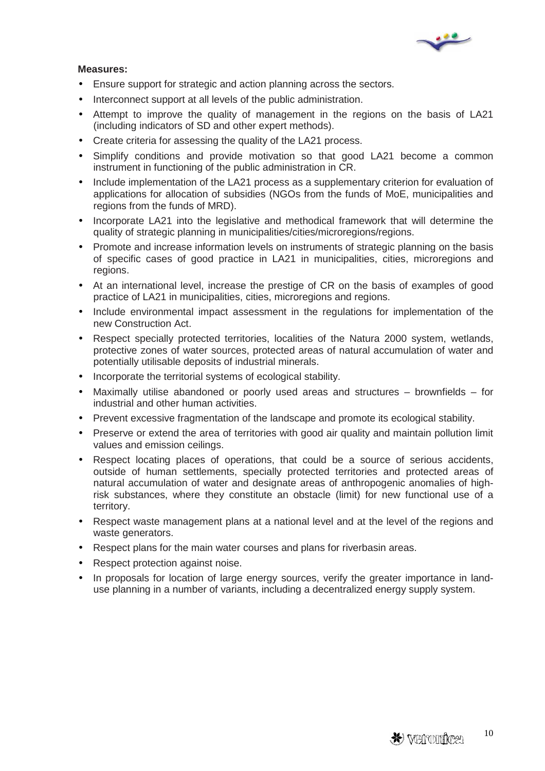**Measures:**

- Ensure support for strategic and action planning across the sectors.
- Interconnect support at all levels of the public administration.
- Attempt to improve the quality of management in the regions on the basis of LA21 (including indicators of SD and other expert methods).
- Create criteria for assessing the quality of the LA21 process.
- Simplify conditions and provide motivation so that good LA21 become a common instrument in functioning of the public administration in CR.
- Include implementation of the LA21 process as a supplementary criterion for evaluation of applications for allocation of subsidies (NGOs from the funds of MoE, municipalities and regions from the funds of MRD).
- Incorporate LA21 into the legislative and methodical framework that will determine the quality of strategic planning in municipalities/cities/microregions/regions.
- Promote and increase information levels on instruments of strategic planning on the basis of specific cases of good practice in LA21 in municipalities, cities, microregions and regions.
- At an international level, increase the prestige of CR on the basis of examples of good practice of LA21 in municipalities, cities, microregions and regions.
- Include environmental impact assessment in the regulations for implementation of the new Construction Act.
- Respect specially protected territories, localities of the Natura 2000 system, wetlands, protective zones of water sources, protected areas of natural accumulation of water and potentially utilisable deposits of industrial minerals.
- Incorporate the territorial systems of ecological stability.
- Maximally utilise abandoned or poorly used areas and structures – brownfields – for industrial and other human activities.
- Prevent excessive fragmentation of the landscape and promote its ecological stability.
- Preserve or extend the area of territories with good air quality and maintain pollution limit values and emission ceilings.
- Respect locating places of operations, that could be a source of serious accidents, outside of human settlements, specially protected territories and protected areas of natural accumulation of water and designate areas of anthropogenic anomalies of high-risk substances, where they constitute an obstacle (limit) for new functional use of a territory.
- Respect waste management plans at a national level and at the level of the regions and waste generators.
- Respect plans for the main water courses and plans for riverbasin areas.
- Respect protection against noise.
- In proposals for location of large energy sources, verify the greater importance in land-use planning in a number of variants, including a decentralized energy supply system.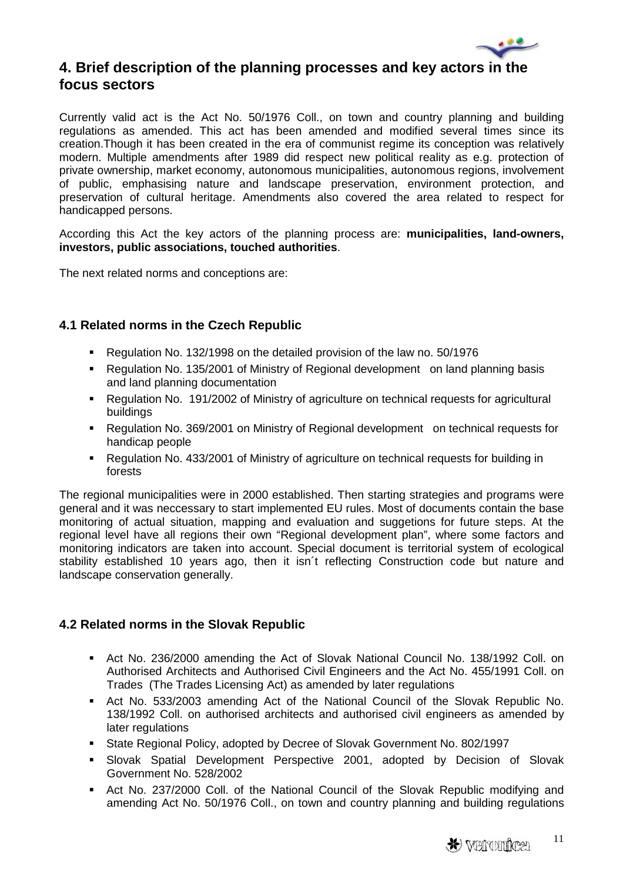# 4. Brief description of the planning processes and key actors in the focus sectors

Currently valid act is the Act No. 50/1976 Coll., on town and country planning and building regulations as amended. This act has been amended and modified several times since its creation.Though it has been created in the era of communist regime its conception was relatively modern. Multiple amendments after 1989 did respect new political reality as e.g. protection of private ownership, market economy, autonomous municipalities, autonomous regions, involvement of public, emphasising nature and landscape preservation, environment protection, and preservation of cultural heritage. Amendments also covered the area related to respect for handicapped persons.

According this Act the key actors of the planning process are: **municipalities, land-owners, investors, public associations, touched authorities**.

The next related norms and conceptions are:

## 4.1 Related norms in the Czech Republic

- Regulation No. 132/1998 on the detailed provision of the law no. 50/1976
- Regulation No. 135/2001 of Ministry of Regional development on land planning basis and land planning documentation
- Regulation No. 191/2002 of Ministry of agriculture on technical requests for agricultural buildings
- Regulation No. 369/2001 on Ministry of Regional development on technical requests for handicap people
- Regulation No. 433/2001 of Ministry of agriculture on technical requests for building in forests

The regional municipalities were in 2000 established. Then starting strategies and programs were general and it was neccessary to start implemented EU rules. Most of documents contain the base monitoring of actual situation, mapping and evaluation and suggetions for future steps. At the regional level have all regions their own "Regional development plan", where some factors and monitoring indicators are taken into account. Special document is territorial system of ecological stability established 10 years ago, then it isn´t reflecting Construction code but nature and landscape conservation generally.

## 4.2 Related norms in the Slovak Republic

- Act No. 236/2000 amending the Act of Slovak National Council No. 138/1992 Coll. on Authorised Architects and Authorised Civil Engineers and the Act No. 455/1991 Coll. on Trades (The Trades Licensing Act) as amended by later regulations
- Act No. 533/2003 amending Act of the National Council of the Slovak Republic No. 138/1992 Coll. on authorised architects and authorised civil engineers as amended by later regulations
- State Regional Policy, adopted by Decree of Slovak Government No. 802/1997
- Slovak Spatial Development Perspective 2001, adopted by Decision of Slovak Government No. 528/2002
- Act No. 237/2000 Coll. of the National Council of the Slovak Republic modifying and amending Act No. 50/1976 Coll., on town and country planning and building regulations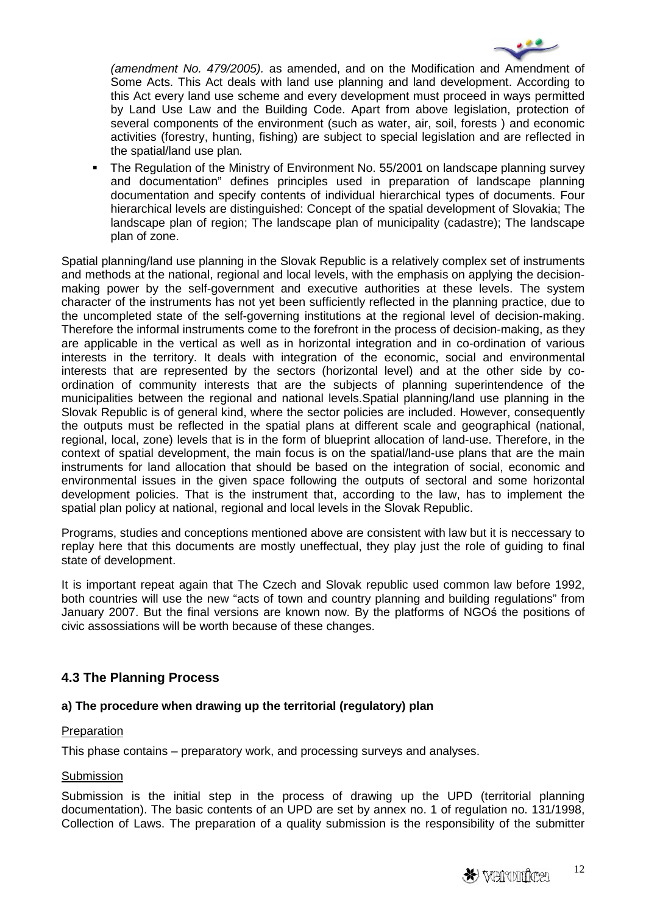*(amendment No. 479/2005).* as amended, and on the Modification and Amendment of Some Acts. This Act deals with land use planning and land development. According to this Act every land use scheme and every development must proceed in ways permitted by Land Use Law and the Building Code. Apart from above legislation, protection of several components of the environment (such as water, air, soil, forests ) and economic activities (forestry, hunting, fishing) are subject to special legislation and are reflected in the spatial/land use plan.

- The Regulation of the Ministry of Environment No. 55/2001 on landscape planning survey and documentation" defines principles used in preparation of landscape planning documentation and specify contents of individual hierarchical types of documents. Four hierarchical levels are distinguished: Concept of the spatial development of Slovakia; The landscape plan of region; The landscape plan of municipality (cadastre); The landscape plan of zone.

Spatial planning/land use planning in the Slovak Republic is a relatively complex set of instruments and methods at the national, regional and local levels, with the emphasis on applying the decision-making power by the self-government and executive authorities at these levels. The system character of the instruments has not yet been sufficiently reflected in the planning practice, due to the uncompleted state of the self-governing institutions at the regional level of decision-making. Therefore the informal instruments come to the forefront in the process of decision-making, as they are applicable in the vertical as well as in horizontal integration and in co-ordination of various interests in the territory. It deals with integration of the economic, social and environmental interests that are represented by the sectors (horizontal level) and at the other side by co-ordination of community interests that are the subjects of planning superintendence of the municipalities between the regional and national levels.Spatial planning/land use planning in the Slovak Republic is of general kind, where the sector policies are included. However, consequently the outputs must be reflected in the spatial plans at different scale and geographical (national, regional, local, zone) levels that is in the form of blueprint allocation of land-use. Therefore, in the context of spatial development, the main focus is on the spatial/land-use plans that are the main instruments for land allocation that should be based on the integration of social, economic and environmental issues in the given space following the outputs of sectoral and some horizontal development policies. That is the instrument that, according to the law, has to implement the spatial plan policy at national, regional and local levels in the Slovak Republic.

Programs, studies and conceptions mentioned above are consistent with law but it is neccessary to replay here that this documents are mostly uneffectual, they play just the role of guiding to final state of development.

It is important repeat again that The Czech and Slovak republic used common law before 1992, both countries will use the new "acts of town and country planning and building regulations" from January 2007. But the final versions are known now. By the platforms of NGOś the positions of civic assossiations will be worth because of these changes.

## 4.3 The Planning Process

### a) The procedure when drawing up the territorial (regulatory) plan

Preparation

This phase contains – preparatory work, and processing surveys and analyses.

Submission

Submission is the initial step in the process of drawing up the UPD (territorial planning documentation). The basic contents of an UPD are set by annex no. 1 of regulation no. 131/1998, Collection of Laws. The preparation of a quality submission is the responsibility of the submitter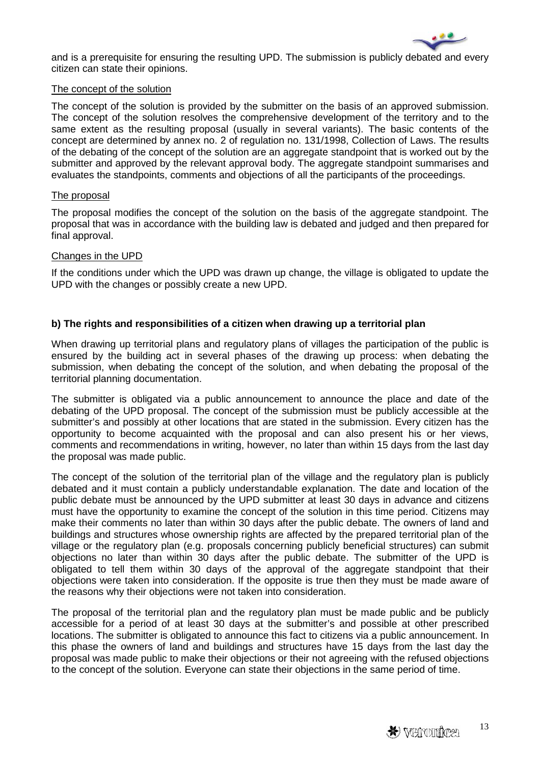and is a prerequisite for ensuring the resulting UPD. The submission is publicly debated and every citizen can state their opinions.

The concept of the solution

The concept of the solution is provided by the submitter on the basis of an approved submission. The concept of the solution resolves the comprehensive development of the territory and to the same extent as the resulting proposal (usually in several variants). The basic contents of the concept are determined by annex no. 2 of regulation no. 131/1998, Collection of Laws. The results of the debating of the concept of the solution are an aggregate standpoint that is worked out by the submitter and approved by the relevant approval body. The aggregate standpoint summarises and evaluates the standpoints, comments and objections of all the participants of the proceedings.

The proposal

The proposal modifies the concept of the solution on the basis of the aggregate standpoint. The proposal that was in accordance with the building law is debated and judged and then prepared for final approval.

Changes in the UPD

If the conditions under which the UPD was drawn up change, the village is obligated to update the UPD with the changes or possibly create a new UPD.

**b) The rights and responsibilities of a citizen when drawing up a territorial plan**

When drawing up territorial plans and regulatory plans of villages the participation of the public is ensured by the building act in several phases of the drawing up process: when debating the submission, when debating the concept of the solution, and when debating the proposal of the territorial planning documentation.

The submitter is obligated via a public announcement to announce the place and date of the debating of the UPD proposal. The concept of the submission must be publicly accessible at the submitter's and possibly at other locations that are stated in the submission. Every citizen has the opportunity to become acquainted with the proposal and can also present his or her views, comments and recommendations in writing, however, no later than within 15 days from the last day the proposal was made public.

The concept of the solution of the territorial plan of the village and the regulatory plan is publicly debated and it must contain a publicly understandable explanation. The date and location of the public debate must be announced by the UPD submitter at least 30 days in advance and citizens must have the opportunity to examine the concept of the solution in this time period. Citizens may make their comments no later than within 30 days after the public debate. The owners of land and buildings and structures whose ownership rights are affected by the prepared territorial plan of the village or the regulatory plan (e.g. proposals concerning publicly beneficial structures) can submit objections no later than within 30 days after the public debate. The submitter of the UPD is obligated to tell them within 30 days of the approval of the aggregate standpoint that their objections were taken into consideration. If the opposite is true then they must be made aware of the reasons why their objections were not taken into consideration.

The proposal of the territorial plan and the regulatory plan must be made public and be publicly accessible for a period of at least 30 days at the submitter's and possible at other prescribed locations. The submitter is obligated to announce this fact to citizens via a public announcement. In this phase the owners of land and buildings and structures have 15 days from the last day the proposal was made public to make their objections or their not agreeing with the refused objections to the concept of the solution. Everyone can state their objections in the same period of time.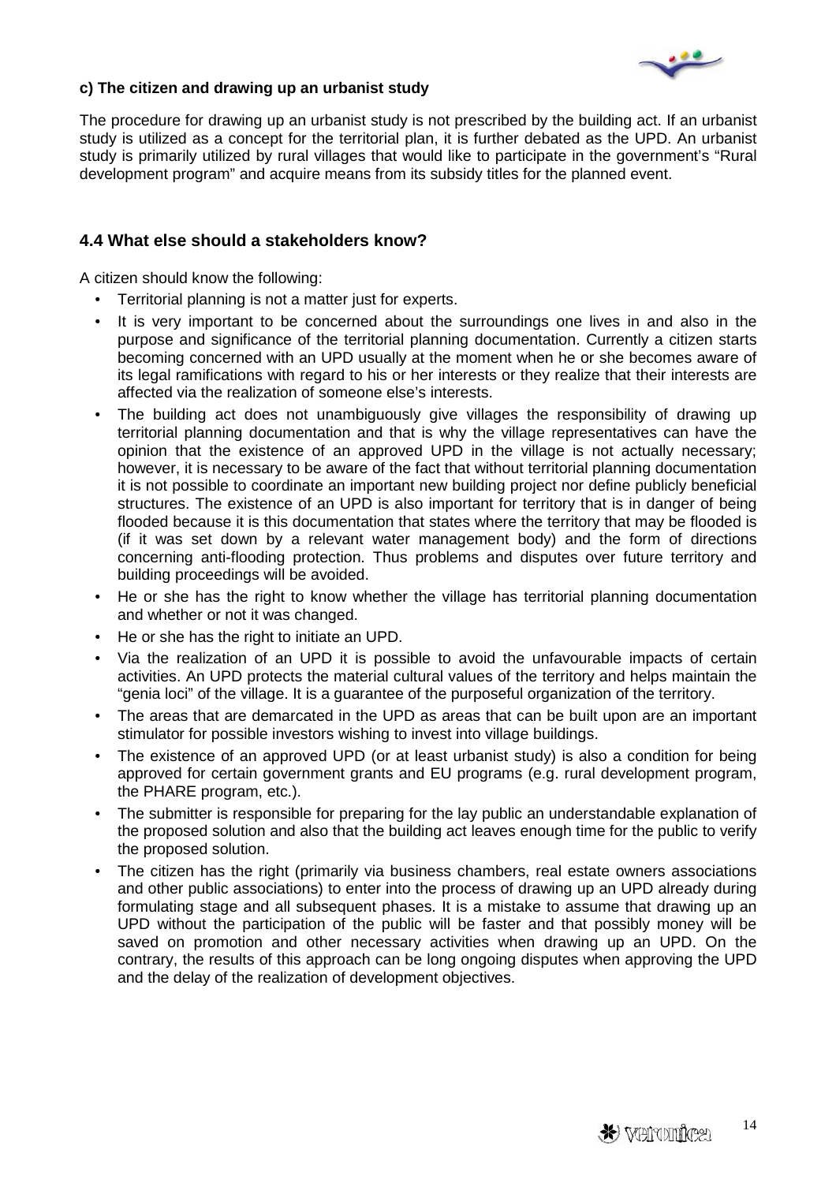**c) The citizen and drawing up an urbanist study**

The procedure for drawing up an urbanist study is not prescribed by the building act. If an urbanist study is utilized as a concept for the territorial plan, it is further debated as the UPD. An urbanist study is primarily utilized by rural villages that would like to participate in the government's "Rural development program" and acquire means from its subsidy titles for the planned event.

## 4.4 What else should a stakeholders know?

A citizen should know the following:

- Territorial planning is not a matter just for experts.
- It is very important to be concerned about the surroundings one lives in and also in the purpose and significance of the territorial planning documentation. Currently a citizen starts becoming concerned with an UPD usually at the moment when he or she becomes aware of its legal ramifications with regard to his or her interests or they realize that their interests are affected via the realization of someone else's interests.
- The building act does not unambiguously give villages the responsibility of drawing up territorial planning documentation and that is why the village representatives can have the opinion that the existence of an approved UPD in the village is not actually necessary; however, it is necessary to be aware of the fact that without territorial planning documentation it is not possible to coordinate an important new building project nor define publicly beneficial structures. The existence of an UPD is also important for territory that is in danger of being flooded because it is this documentation that states where the territory that may be flooded is (if it was set down by a relevant water management body) and the form of directions concerning anti-flooding protection. Thus problems and disputes over future territory and building proceedings will be avoided.
- He or she has the right to know whether the village has territorial planning documentation and whether or not it was changed.
- He or she has the right to initiate an UPD.
- Via the realization of an UPD it is possible to avoid the unfavourable impacts of certain activities. An UPD protects the material cultural values of the territory and helps maintain the "genia loci" of the village. It is a guarantee of the purposeful organization of the territory.
- The areas that are demarcated in the UPD as areas that can be built upon are an important stimulator for possible investors wishing to invest into village buildings.
- The existence of an approved UPD (or at least urbanist study) is also a condition for being approved for certain government grants and EU programs (e.g. rural development program, the PHARE program, etc.).
- The submitter is responsible for preparing for the lay public an understandable explanation of the proposed solution and also that the building act leaves enough time for the public to verify the proposed solution.
- The citizen has the right (primarily via business chambers, real estate owners associations and other public associations) to enter into the process of drawing up an UPD already during formulating stage and all subsequent phases. It is a mistake to assume that drawing up an UPD without the participation of the public will be faster and that possibly money will be saved on promotion and other necessary activities when drawing up an UPD. On the contrary, the results of this approach can be long ongoing disputes when approving the UPD and the delay of the realization of development objectives.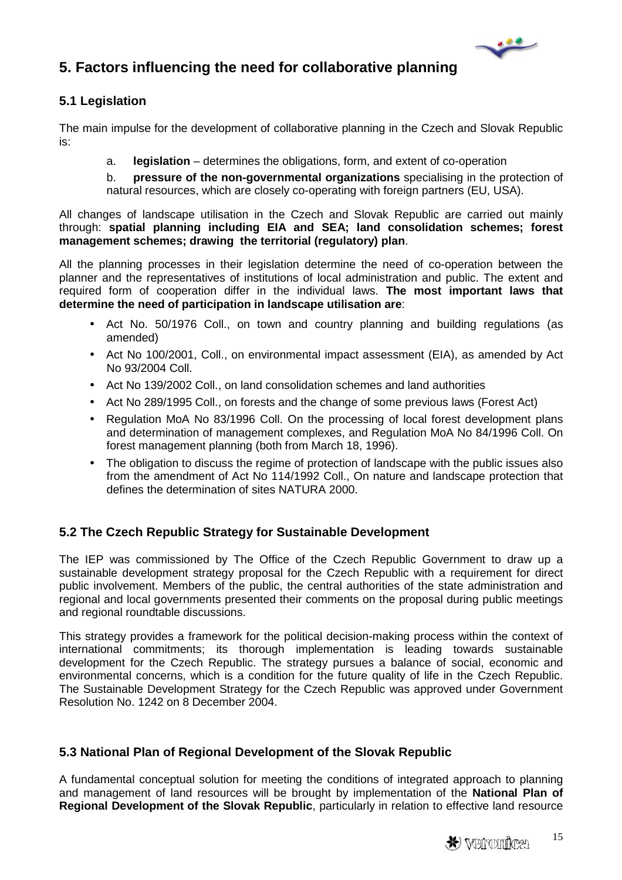## 5. Factors influencing the need for collaborative planning

### 5.1 Legislation

The main impulse for the development of collaborative planning in the Czech and Slovak Republic is:

a. **legislation** – determines the obligations, form, and extent of co-operation

b. **pressure of the non-governmental organizations** specialising in the protection of natural resources, which are closely co-operating with foreign partners (EU, USA).

All changes of landscape utilisation in the Czech and Slovak Republic are carried out mainly through: **spatial planning including EIA and SEA; land consolidation schemes; forest management schemes; drawing the territorial (regulatory) plan**.

All the planning processes in their legislation determine the need of co-operation between the planner and the representatives of institutions of local administration and public. The extent and required form of cooperation differ in the individual laws. **The most important laws that determine the need of participation in landscape utilisation are**:

- Act No. 50/1976 Coll., on town and country planning and building regulations (as amended)
- Act No 100/2001, Coll., on environmental impact assessment (EIA), as amended by Act No 93/2004 Coll.
- Act No 139/2002 Coll., on land consolidation schemes and land authorities
- Act No 289/1995 Coll., on forests and the change of some previous laws (Forest Act)
- Regulation MoA No 83/1996 Coll. On the processing of local forest development plans and determination of management complexes, and Regulation MoA No 84/1996 Coll. On forest management planning (both from March 18, 1996).
- The obligation to discuss the regime of protection of landscape with the public issues also from the amendment of Act No 114/1992 Coll., On nature and landscape protection that defines the determination of sites NATURA 2000.

### 5.2 The Czech Republic Strategy for Sustainable Development

The IEP was commissioned by The Office of the Czech Republic Government to draw up a sustainable development strategy proposal for the Czech Republic with a requirement for direct public involvement. Members of the public, the central authorities of the state administration and regional and local governments presented their comments on the proposal during public meetings and regional roundtable discussions.

This strategy provides a framework for the political decision-making process within the context of international commitments; its thorough implementation is leading towards sustainable development for the Czech Republic. The strategy pursues a balance of social, economic and environmental concerns, which is a condition for the future quality of life in the Czech Republic. The Sustainable Development Strategy for the Czech Republic was approved under Government Resolution No. 1242 on 8 December 2004.

### 5.3 National Plan of Regional Development of the Slovak Republic

A fundamental conceptual solution for meeting the conditions of integrated approach to planning and management of land resources will be brought by implementation of the **National Plan of Regional Development of the Slovak Republic**, particularly in relation to effective land resource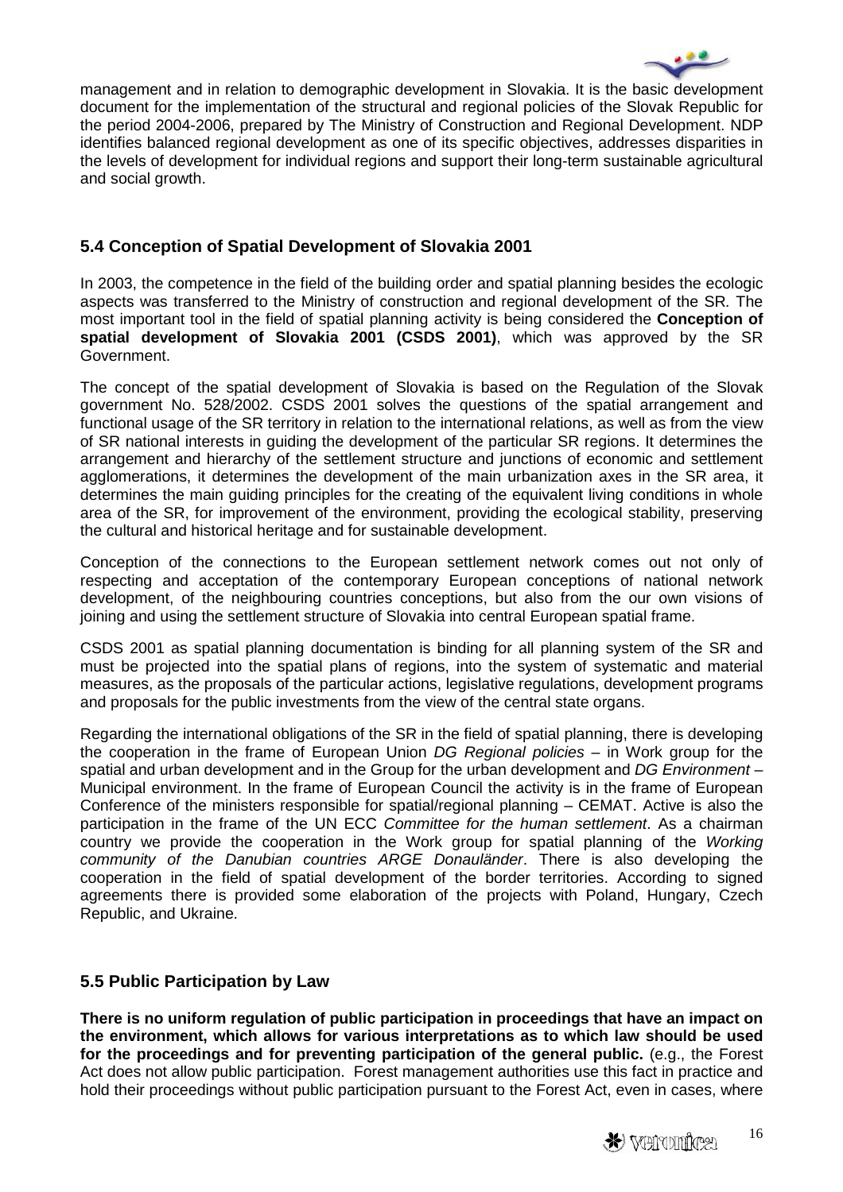management and in relation to demographic development in Slovakia. It is the basic development document for the implementation of the structural and regional policies of the Slovak Republic for the period 2004-2006, prepared by The Ministry of Construction and Regional Development. NDP identifies balanced regional development as one of its specific objectives, addresses disparities in the levels of development for individual regions and support their long-term sustainable agricultural and social growth.

## 5.4 Conception of Spatial Development of Slovakia 2001

In 2003, the competence in the field of the building order and spatial planning besides the ecologic aspects was transferred to the Ministry of construction and regional development of the SR. The most important tool in the field of spatial planning activity is being considered the **Conception of spatial development of Slovakia 2001 (CSDS 2001)**, which was approved by the SR Government.

The concept of the spatial development of Slovakia is based on the Regulation of the Slovak government No. 528/2002. CSDS 2001 solves the questions of the spatial arrangement and functional usage of the SR territory in relation to the international relations, as well as from the view of SR national interests in guiding the development of the particular SR regions. It determines the arrangement and hierarchy of the settlement structure and junctions of economic and settlement agglomerations, it determines the development of the main urbanization axes in the SR area, it determines the main guiding principles for the creating of the equivalent living conditions in whole area of the SR, for improvement of the environment, providing the ecological stability, preserving the cultural and historical heritage and for sustainable development.

Conception of the connections to the European settlement network comes out not only of respecting and acceptation of the contemporary European conceptions of national network development, of the neighbouring countries conceptions, but also from the our own visions of joining and using the settlement structure of Slovakia into central European spatial frame.

CSDS 2001 as spatial planning documentation is binding for all planning system of the SR and must be projected into the spatial plans of regions, into the system of systematic and material measures, as the proposals of the particular actions, legislative regulations, development programs and proposals for the public investments from the view of the central state organs.

Regarding the international obligations of the SR in the field of spatial planning, there is developing the cooperation in the frame of European Union *DG Regional policies* – in Work group for the spatial and urban development and in the Group for the urban development and *DG Environment* – Municipal environment. In the frame of European Council the activity is in the frame of European Conference of the ministers responsible for spatial/regional planning – CEMAT. Active is also the participation in the frame of the UN ECC *Committee for the human settlement*. As a chairman country we provide the cooperation in the Work group for spatial planning of the *Working community of the Danubian countries ARGE Donauländer*. There is also developing the cooperation in the field of spatial development of the border territories. According to signed agreements there is provided some elaboration of the projects with Poland, Hungary, Czech Republic, and Ukraine.

## 5.5 Public Participation by Law

**There is no uniform regulation of public participation in proceedings that have an impact on the environment, which allows for various interpretations as to which law should be used for the proceedings and for preventing participation of the general public.** (e.g., the Forest Act does not allow public participation. Forest management authorities use this fact in practice and hold their proceedings without public participation pursuant to the Forest Act, even in cases, where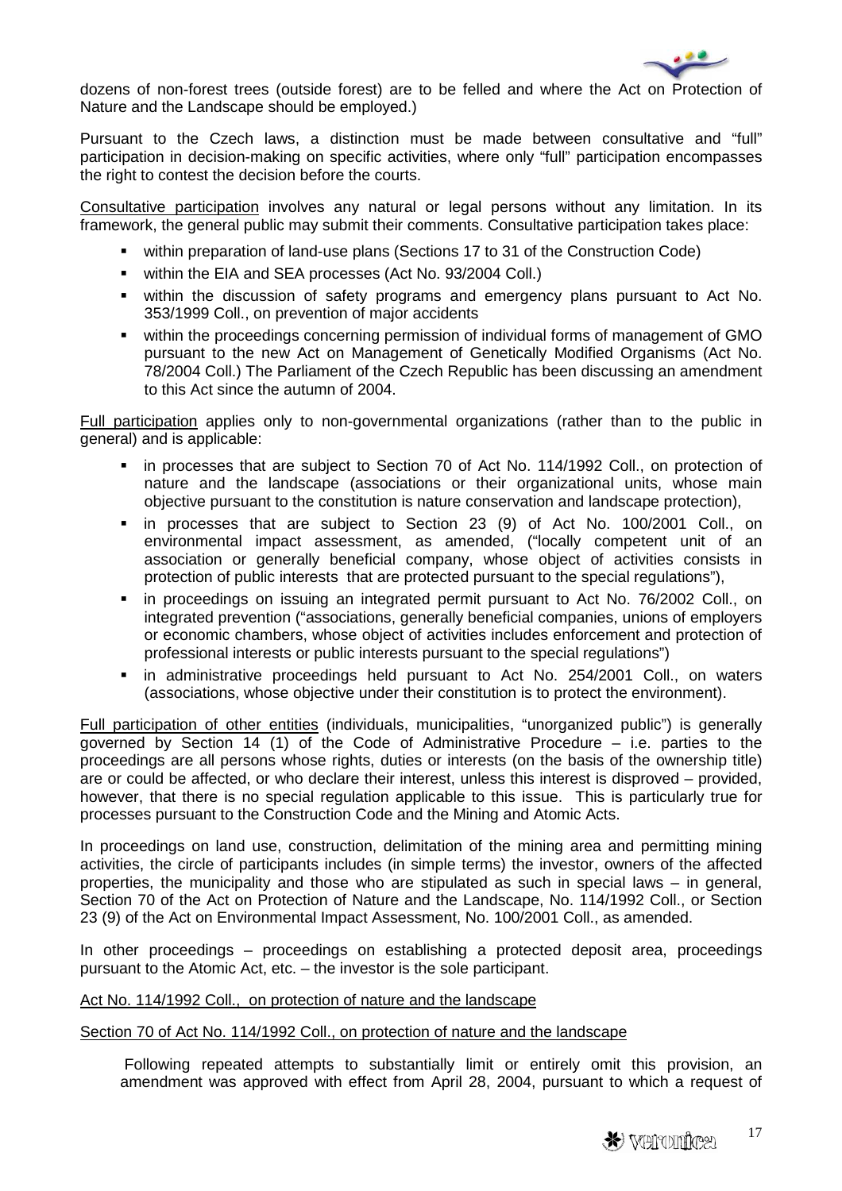dozens of non-forest trees (outside forest) are to be felled and where the Act on Protection of Nature and the Landscape should be employed.)

Pursuant to the Czech laws, a distinction must be made between consultative and "full" participation in decision-making on specific activities, where only "full" participation encompasses the right to contest the decision before the courts.

Consultative participation involves any natural or legal persons without any limitation. In its framework, the general public may submit their comments. Consultative participation takes place:

- within preparation of land-use plans (Sections 17 to 31 of the Construction Code)
- within the EIA and SEA processes (Act No. 93/2004 Coll.)
- within the discussion of safety programs and emergency plans pursuant to Act No. 353/1999 Coll., on prevention of major accidents
- within the proceedings concerning permission of individual forms of management of GMO pursuant to the new Act on Management of Genetically Modified Organisms (Act No. 78/2004 Coll.) The Parliament of the Czech Republic has been discussing an amendment to this Act since the autumn of 2004.

Full participation applies only to non-governmental organizations (rather than to the public in general) and is applicable:

- in processes that are subject to Section 70 of Act No. 114/1992 Coll., on protection of nature and the landscape (associations or their organizational units, whose main objective pursuant to the constitution is nature conservation and landscape protection),
- in processes that are subject to Section 23 (9) of Act No. 100/2001 Coll., on environmental impact assessment, as amended, ("locally competent unit of an association or generally beneficial company, whose object of activities consists in protection of public interests that are protected pursuant to the special regulations"),
- in proceedings on issuing an integrated permit pursuant to Act No. 76/2002 Coll., on integrated prevention ("associations, generally beneficial companies, unions of employers or economic chambers, whose object of activities includes enforcement and protection of professional interests or public interests pursuant to the special regulations")
- in administrative proceedings held pursuant to Act No. 254/2001 Coll., on waters (associations, whose objective under their constitution is to protect the environment).

Full participation of other entities (individuals, municipalities, "unorganized public") is generally governed by Section 14 (1) of the Code of Administrative Procedure – i.e. parties to the proceedings are all persons whose rights, duties or interests (on the basis of the ownership title) are or could be affected, or who declare their interest, unless this interest is disproved – provided, however, that there is no special regulation applicable to this issue. This is particularly true for processes pursuant to the Construction Code and the Mining and Atomic Acts.

In proceedings on land use, construction, delimitation of the mining area and permitting mining activities, the circle of participants includes (in simple terms) the investor, owners of the affected properties, the municipality and those who are stipulated as such in special laws – in general, Section 70 of the Act on Protection of Nature and the Landscape, No. 114/1992 Coll., or Section 23 (9) of the Act on Environmental Impact Assessment, No. 100/2001 Coll., as amended.

In other proceedings – proceedings on establishing a protected deposit area, proceedings pursuant to the Atomic Act, etc. – the investor is the sole participant.

Act No. 114/1992 Coll., on protection of nature and the landscape

Section 70 of Act No. 114/1992 Coll., on protection of nature and the landscape

Following repeated attempts to substantially limit or entirely omit this provision, an amendment was approved with effect from April 28, 2004, pursuant to which a request of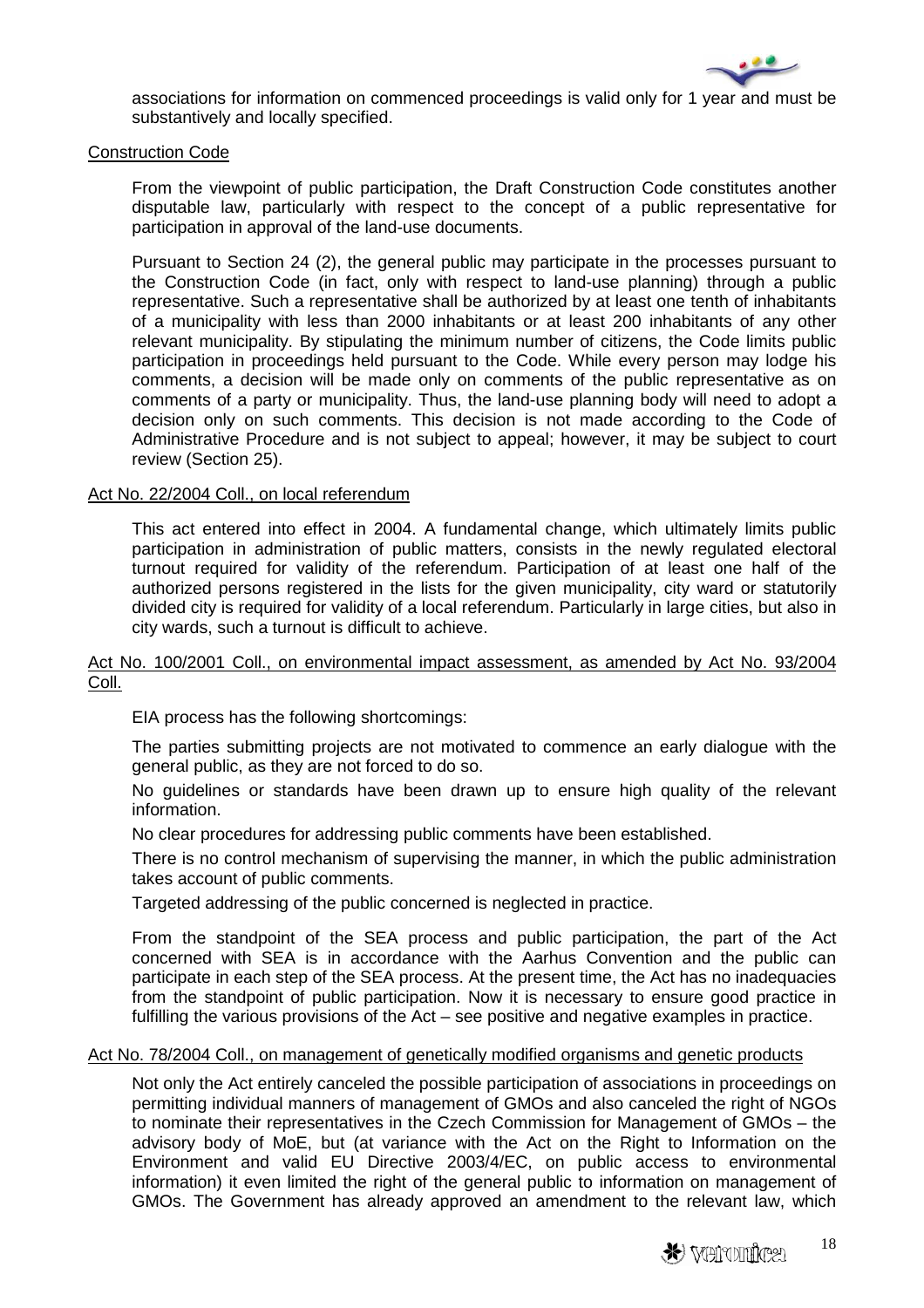associations for information on commenced proceedings is valid only for 1 year and must be substantively and locally specified.

Construction Code

From the viewpoint of public participation, the Draft Construction Code constitutes another disputable law, particularly with respect to the concept of a public representative for participation in approval of the land-use documents.

Pursuant to Section 24 (2), the general public may participate in the processes pursuant to the Construction Code (in fact, only with respect to land-use planning) through a public representative. Such a representative shall be authorized by at least one tenth of inhabitants of a municipality with less than 2000 inhabitants or at least 200 inhabitants of any other relevant municipality. By stipulating the minimum number of citizens, the Code limits public participation in proceedings held pursuant to the Code. While every person may lodge his comments, a decision will be made only on comments of the public representative as on comments of a party or municipality. Thus, the land-use planning body will need to adopt a decision only on such comments. This decision is not made according to the Code of Administrative Procedure and is not subject to appeal; however, it may be subject to court review (Section 25).

Act No. 22/2004 Coll., on local referendum

This act entered into effect in 2004. A fundamental change, which ultimately limits public participation in administration of public matters, consists in the newly regulated electoral turnout required for validity of the referendum. Participation of at least one half of the authorized persons registered in the lists for the given municipality, city ward or statutorily divided city is required for validity of a local referendum. Particularly in large cities, but also in city wards, such a turnout is difficult to achieve.

Act No. 100/2001 Coll., on environmental impact assessment, as amended by Act No. 93/2004 Coll.

EIA process has the following shortcomings:

The parties submitting projects are not motivated to commence an early dialogue with the general public, as they are not forced to do so.

No guidelines or standards have been drawn up to ensure high quality of the relevant information.

No clear procedures for addressing public comments have been established.

There is no control mechanism of supervising the manner, in which the public administration takes account of public comments.

Targeted addressing of the public concerned is neglected in practice.

From the standpoint of the SEA process and public participation, the part of the Act concerned with SEA is in accordance with the Aarhus Convention and the public can participate in each step of the SEA process. At the present time, the Act has no inadequacies from the standpoint of public participation. Now it is necessary to ensure good practice in fulfilling the various provisions of the Act – see positive and negative examples in practice.

Act No. 78/2004 Coll., on management of genetically modified organisms and genetic products

Not only the Act entirely canceled the possible participation of associations in proceedings on permitting individual manners of management of GMOs and also canceled the right of NGOs to nominate their representatives in the Czech Commission for Management of GMOs – the advisory body of MoE, but (at variance with the Act on the Right to Information on the Environment and valid EU Directive 2003/4/EC, on public access to environmental information) it even limited the right of the general public to information on management of GMOs. The Government has already approved an amendment to the relevant law, which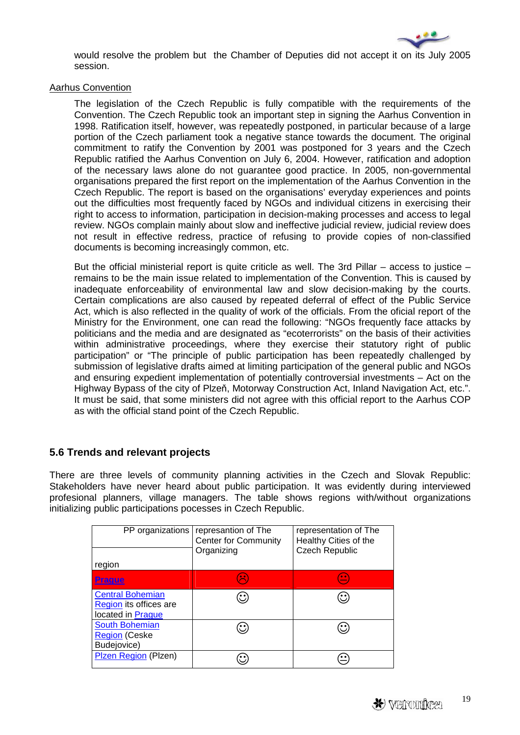would resolve the problem but the Chamber of Deputies did not accept it on its July 2005 session.

Aarhus Convention

The legislation of the Czech Republic is fully compatible with the requirements of the Convention. The Czech Republic took an important step in signing the Aarhus Convention in 1998. Ratification itself, however, was repeatedly postponed, in particular because of a large portion of the Czech parliament took a negative stance towards the document. The original commitment to ratify the Convention by 2001 was postponed for 3 years and the Czech Republic ratified the Aarhus Convention on July 6, 2004. However, ratification and adoption of the necessary laws alone do not guarantee good practice. In 2005, non-governmental organisations prepared the first report on the implementation of the Aarhus Convention in the Czech Republic. The report is based on the organisations' everyday experiences and points out the difficulties most frequently faced by NGOs and individual citizens in exercising their right to access to information, participation in decision-making processes and access to legal review. NGOs complain mainly about slow and ineffective judicial review, judicial review does not result in effective redress, practice of refusing to provide copies of non-classified documents is becoming increasingly common, etc.

But the official ministerial report is quite criticle as well. The 3rd Pillar – access to justice – remains to be the main issue related to implementation of the Convention. This is caused by inadequate enforceability of environmental law and slow decision-making by the courts. Certain complications are also caused by repeated deferral of effect of the Public Service Act, which is also reflected in the quality of work of the officials. From the oficial report of the Ministry for the Environment, one can read the following: "NGOs frequently face attacks by politicians and the media and are designated as "ecoterrorists" on the basis of their activities within administrative proceedings, where they exercise their statutory right of public participation" or "The principle of public participation has been repeatedly challenged by submission of legislative drafts aimed at limiting participation of the general public and NGOs and ensuring expedient implementation of potentially controversial investments – Act on the Highway Bypass of the city of Plzeň, Motorway Construction Act, Inland Navigation Act, etc.". It must be said, that some ministers did not agree with this official report to the Aarhus COP as with the official stand point of the Czech Republic.

## 5.6 Trends and relevant projects

There are three levels of community planning activities in the Czech and Slovak Republic: Stakeholders have never heard about public participation. It was evidently during interviewed profesional planners, village managers. The table shows regions with/without organizations initializing public participations pocesses in Czech Republic.

| PP organizations / region | represantion of The Center for Community Organizing | representation of The Healthy Cities of the Czech Republic |
|---|---|---|
| **Prague** | ☹ | 😐 |
| Central Bohemian Region its offices are located in Prague | ☺ | ☺ |
| South Bohemian Region (Ceske Budejovice) | ☺ | ☺ |
| Plzen Region (Plzen) | ☺ | 😐 |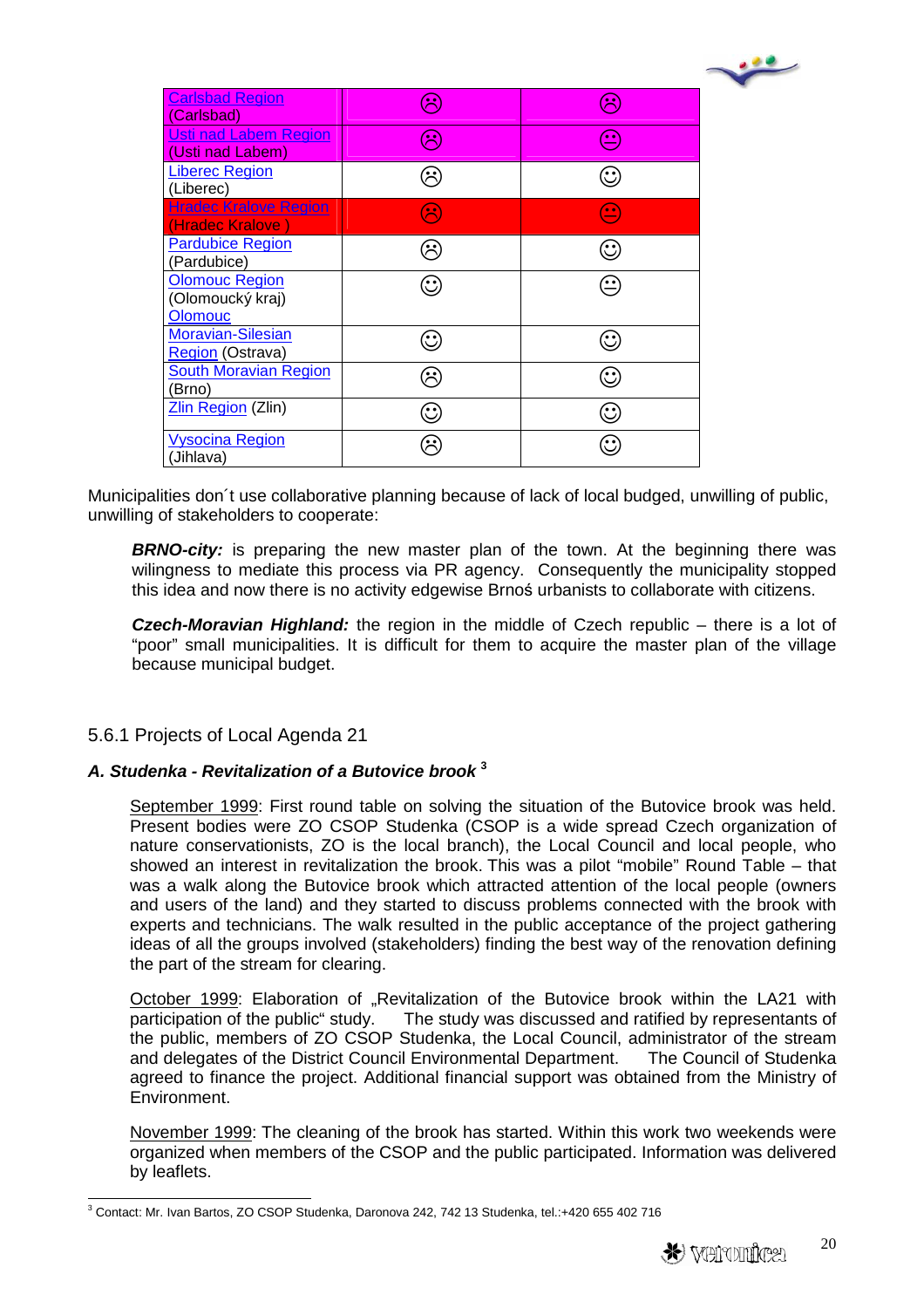| | | |
|---|---|---|
| Carlsbad Region (Carlsbad) | ☹ | ☹ |
| Usti nad Labem Region (Usti nad Labem) | ☹ | 😐 |
| Liberec Region (Liberec) | ☹ | ☺ |
| Hradec Kralove Region (Hradec Kralove ) | ☹ | 😐 |
| Pardubice Region (Pardubice) | ☹ | ☺ |
| Olomouc Region (Olomoucký kraj) Olomouc | ☺ | 😐 |
| Moravian-Silesian Region (Ostrava) | ☺ | ☺ |
| South Moravian Region (Brno) | ☹ | ☺ |
| Zlin Region (Zlin) | ☺ | ☺ |
| Vysocina Region (Jihlava) | ☹ | ☺ |

Municipalities don´t use collaborative planning because of lack of local budged, unwilling of public, unwilling of stakeholders to cooperate:

> ***BRNO-city:*** is preparing the new master plan of the town. At the beginning there was wilingness to mediate this process via PR agency. Consequently the municipality stopped this idea and now there is no activity edgewise Brnoś urbanists to collaborate with citizens.
>
> ***Czech-Moravian Highland:*** the region in the middle of Czech republic – there is a lot of "poor" small municipalities. It is difficult for them to acquire the master plan of the village because municipal budget.

## 5.6.1 Projects of Local Agenda 21

### *A. Studenka - Revitalization of a Butovice brook* [3]

September 1999: First round table on solving the situation of the Butovice brook was held. Present bodies were ZO CSOP Studenka (CSOP is a wide spread Czech organization of nature conservationists, ZO is the local branch), the Local Council and local people, who showed an interest in revitalization the brook. This was a pilot "mobile" Round Table – that was a walk along the Butovice brook which attracted attention of the local people (owners and users of the land) and they started to discuss problems connected with the brook with experts and technicians. The walk resulted in the public acceptance of the project gathering ideas of all the groups involved (stakeholders) finding the best way of the renovation defining the part of the stream for clearing.

October 1999: Elaboration of „Revitalization of the Butovice brook within the LA21 with participation of the public" study. The study was discussed and ratified by representants of the public, members of ZO CSOP Studenka, the Local Council, administrator of the stream and delegates of the District Council Environmental Department. The Council of Studenka agreed to finance the project. Additional financial support was obtained from the Ministry of Environment.

November 1999: The cleaning of the brook has started. Within this work two weekends were organized when members of the CSOP and the public participated. Information was delivered by leaflets.

[3] Contact: Mr. Ivan Bartos, ZO CSOP Studenka, Daronova 242, 742 13 Studenka, tel.:+420 655 402 716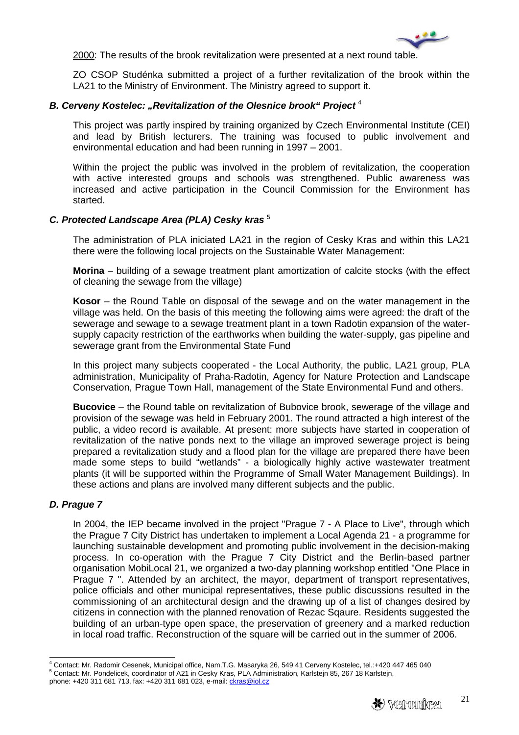2000: The results of the brook revitalization were presented at a next round table.

ZO CSOP Studénka submitted a project of a further revitalization of the brook within the LA21 to the Ministry of Environment. The Ministry agreed to support it.

### *B. Cerveny Kostelec: „Revitalization of the Olesnice brook" Project* [4]

This project was partly inspired by training organized by Czech Environmental Institute (CEI) and lead by British lecturers. The training was focused to public involvement and environmental education and had been running in 1997 – 2001.

Within the project the public was involved in the problem of revitalization, the cooperation with active interested groups and schools was strengthened. Public awareness was increased and active participation in the Council Commission for the Environment has started.

### *C. Protected Landscape Area (PLA) Cesky kras* [5]

The administration of PLA iniciated LA21 in the region of Cesky Kras and within this LA21 there were the following local projects on the Sustainable Water Management:

**Morina** – building of a sewage treatment plant amortization of calcite stocks (with the effect of cleaning the sewage from the village)

**Kosor** – the Round Table on disposal of the sewage and on the water management in the village was held. On the basis of this meeting the following aims were agreed: the draft of the sewerage and sewage to a sewage treatment plant in a town Radotin expansion of the water-supply capacity restriction of the earthworks when building the water-supply, gas pipeline and sewerage grant from the Environmental State Fund

In this project many subjects cooperated - the Local Authority, the public, LA21 group, PLA administration, Municipality of Praha-Radotin, Agency for Nature Protection and Landscape Conservation, Prague Town Hall, management of the State Environmental Fund and others.

**Bucovice** – the Round table on revitalization of Bubovice brook, sewerage of the village and provision of the sewage was held in February 2001. The round attracted a high interest of the public, a video record is available. At present: more subjects have started in cooperation of revitalization of the native ponds next to the village an improved sewerage project is being prepared a revitalization study and a flood plan for the village are prepared there have been made some steps to build "wetlands" - a biologically highly active wastewater treatment plants (it will be supported within the Programme of Small Water Management Buildings). In these actions and plans are involved many different subjects and the public.

### *D. Prague 7*

In 2004, the IEP became involved in the project "Prague 7 - A Place to Live", through which the Prague 7 City District has undertaken to implement a Local Agenda 21 - a programme for launching sustainable development and promoting public involvement in the decision-making process. In co-operation with the Prague 7 City District and the Berlin-based partner organisation MobiLocal 21, we organized a two-day planning workshop entitled "One Place in Prague 7 ". Attended by an architect, the mayor, department of transport representatives, police officials and other municipal representatives, these public discussions resulted in the commissioning of an architectural design and the drawing up of a list of changes desired by citizens in connection with the planned renovation of Rezac Sqaure. Residents suggested the building of an urban-type open space, the preservation of greenery and a marked reduction in local road traffic. Reconstruction of the square will be carried out in the summer of 2006.

---

[4] Contact: Mr. Radomir Cesenek, Municipal office, Nam.T.G. Masaryka 26, 549 41 Cerveny Kostelec, tel.:+420 447 465 040

[5] Contact: Mr. Pondelicek, coordinator of A21 in Cesky Kras, PLA Administration, Karlstejn 85, 267 18 Karlstejn, phone: +420 311 681 713, fax: +420 311 681 023, e-mail: ckras@iol.cz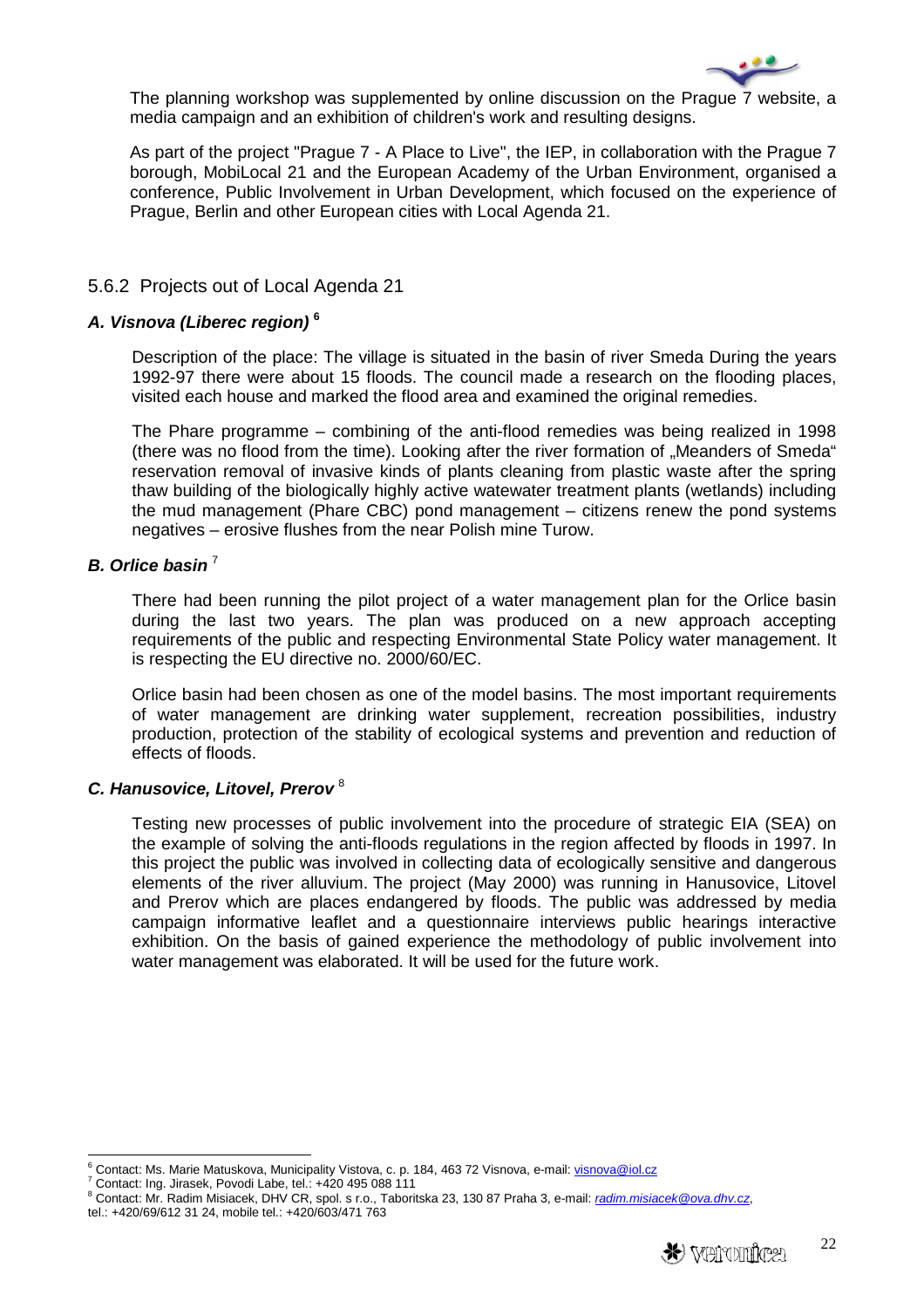The planning workshop was supplemented by online discussion on the Prague 7 website, a media campaign and an exhibition of children's work and resulting designs.

As part of the project "Prague 7 - A Place to Live", the IEP, in collaboration with the Prague 7 borough, MobiLocal 21 and the European Academy of the Urban Environment, organised a conference, Public Involvement in Urban Development, which focused on the experience of Prague, Berlin and other European cities with Local Agenda 21.

### 5.6.2 Projects out of Local Agenda 21

#### *A. Visnova (Liberec region)* [6]

Description of the place: The village is situated in the basin of river Smeda During the years 1992-97 there were about 15 floods. The council made a research on the flooding places, visited each house and marked the flood area and examined the original remedies.

The Phare programme – combining of the anti-flood remedies was being realized in 1998 (there was no flood from the time). Looking after the river formation of „Meanders of Smeda" reservation removal of invasive kinds of plants cleaning from plastic waste after the spring thaw building of the biologically highly active watewater treatment plants (wetlands) including the mud management (Phare CBC) pond management – citizens renew the pond systems negatives – erosive flushes from the near Polish mine Turow.

#### *B. Orlice basin* [7]

There had been running the pilot project of a water management plan for the Orlice basin during the last two years. The plan was produced on a new approach accepting requirements of the public and respecting Environmental State Policy water management. It is respecting the EU directive no. 2000/60/EC.

Orlice basin had been chosen as one of the model basins. The most important requirements of water management are drinking water supplement, recreation possibilities, industry production, protection of the stability of ecological systems and prevention and reduction of effects of floods.

#### *C. Hanusovice, Litovel, Prerov* [8]

Testing new processes of public involvement into the procedure of strategic EIA (SEA) on the example of solving the anti-floods regulations in the region affected by floods in 1997. In this project the public was involved in collecting data of ecologically sensitive and dangerous elements of the river alluvium. The project (May 2000) was running in Hanusovice, Litovel and Prerov which are places endangered by floods. The public was addressed by media campaign informative leaflet and a questionnaire interviews public hearings interactive exhibition. On the basis of gained experience the methodology of public involvement into water management was elaborated. It will be used for the future work.

---

[6] Contact: Ms. Marie Matuskova, Municipality Vistova, c. p. 184, 463 72 Visnova, e-mail: visnova@iol.cz

[7] Contact: Ing. Jirasek, Povodi Labe, tel.: +420 495 088 111

[8] Contact: Mr. Radim Misiacek, DHV CR, spol. s r.o., Taboritska 23, 130 87 Praha 3, e-mail: *radim.misiacek@ova.dhv.cz*, tel.: +420/69/612 31 24, mobile tel.: +420/603/471 763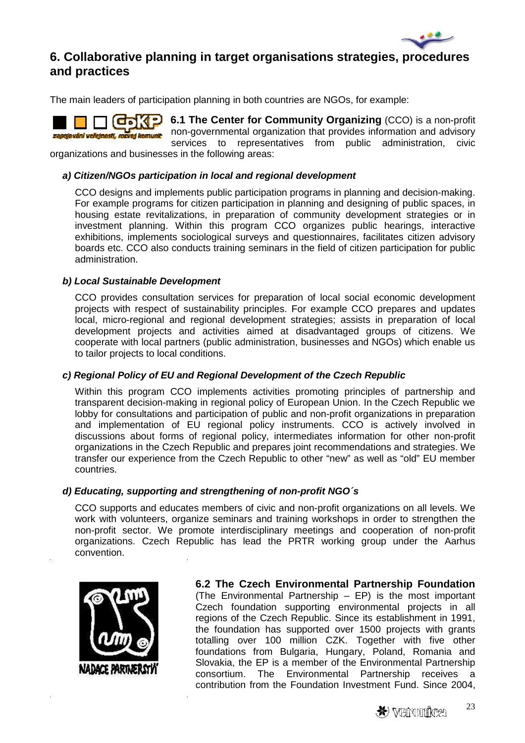## 6. Collaborative planning in target organisations strategies, procedures and practices

The main leaders of participation planning in both countries are NGOs, for example:

**6.1 The Center for Community Organizing** (CCO) is a non-profit non-governmental organization that provides information and advisory services to representatives from public administration, civic organizations and businesses in the following areas:

***a) Citizen/NGOs participation in local and regional development***

CCO designs and implements public participation programs in planning and decision-making. For example programs for citizen participation in planning and designing of public spaces, in housing estate revitalizations, in preparation of community development strategies or in investment planning. Within this program CCO organizes public hearings, interactive exhibitions, implements sociological surveys and questionnaires, facilitates citizen advisory boards etc. CCO also conducts training seminars in the field of citizen participation for public administration.

***b) Local Sustainable Development***

CCO provides consultation services for preparation of local social economic development projects with respect of sustainability principles. For example CCO prepares and updates local, micro-regional and regional development strategies; assists in preparation of local development projects and activities aimed at disadvantaged groups of citizens. We cooperate with local partners (public administration, businesses and NGOs) which enable us to tailor projects to local conditions.

***c) Regional Policy of EU and Regional Development of the Czech Republic***

Within this program CCO implements activities promoting principles of partnership and transparent decision-making in regional policy of European Union. In the Czech Republic we lobby for consultations and participation of public and non-profit organizations in preparation and implementation of EU regional policy instruments. CCO is actively involved in discussions about forms of regional policy, intermediates information for other non-profit organizations in the Czech Republic and prepares joint recommendations and strategies. We transfer our experience from the Czech Republic to other "new" as well as "old" EU member countries.

***d) Educating, supporting and strengthening of non-profit NGO´s***

CCO supports and educates members of civic and non-profit organizations on all levels. We work with volunteers, organize seminars and training workshops in order to strengthen the non-profit sector. We promote interdisciplinary meetings and cooperation of non-profit organizations. Czech Republic has lead the PRTR working group under the Aarhus convention.

**6.2 The Czech Environmental Partnership Foundation** (The Environmental Partnership – EP) is the most important Czech foundation supporting environmental projects in all regions of the Czech Republic. Since its establishment in 1991, the foundation has supported over 1500 projects with grants totalling over 100 million CZK. Together with five other foundations from Bulgaria, Hungary, Poland, Romania and Slovakia, the EP is a member of the Environmental Partnership consortium. The Environmental Partnership receives a contribution from the Foundation Investment Fund. Since 2004,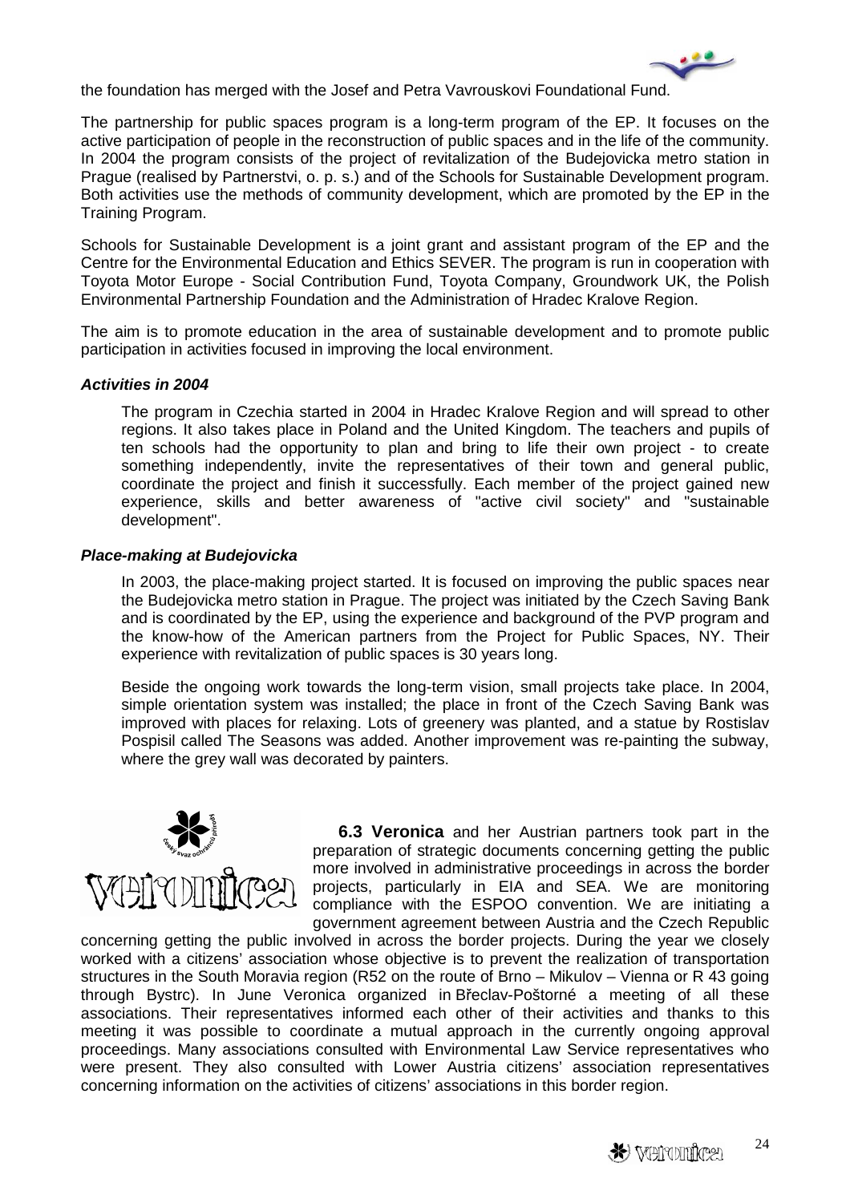the foundation has merged with the Josef and Petra Vavrouskovi Foundational Fund.

The partnership for public spaces program is a long-term program of the EP. It focuses on the active participation of people in the reconstruction of public spaces and in the life of the community. In 2004 the program consists of the project of revitalization of the Budejovicka metro station in Prague (realised by Partnerstvi, o. p. s.) and of the Schools for Sustainable Development program. Both activities use the methods of community development, which are promoted by the EP in the Training Program.

Schools for Sustainable Development is a joint grant and assistant program of the EP and the Centre for the Environmental Education and Ethics SEVER. The program is run in cooperation with Toyota Motor Europe - Social Contribution Fund, Toyota Company, Groundwork UK, the Polish Environmental Partnership Foundation and the Administration of Hradec Kralove Region.

The aim is to promote education in the area of sustainable development and to promote public participation in activities focused in improving the local environment.

***Activities in 2004***

The program in Czechia started in 2004 in Hradec Kralove Region and will spread to other regions. It also takes place in Poland and the United Kingdom. The teachers and pupils of ten schools had the opportunity to plan and bring to life their own project - to create something independently, invite the representatives of their town and general public, coordinate the project and finish it successfully. Each member of the project gained new experience, skills and better awareness of "active civil society" and "sustainable development".

***Place-making at Budejovicka***

In 2003, the place-making project started. It is focused on improving the public spaces near the Budejovicka metro station in Prague. The project was initiated by the Czech Saving Bank and is coordinated by the EP, using the experience and background of the PVP program and the know-how of the American partners from the Project for Public Spaces, NY. Their experience with revitalization of public spaces is 30 years long.

Beside the ongoing work towards the long-term vision, small projects take place. In 2004, simple orientation system was installed; the place in front of the Czech Saving Bank was improved with places for relaxing. Lots of greenery was planted, and a statue by Rostislav Pospisil called The Seasons was added. Another improvement was re-painting the subway, where the grey wall was decorated by painters.

**6.3 Veronica** and her Austrian partners took part in the preparation of strategic documents concerning getting the public more involved in administrative proceedings in across the border projects, particularly in EIA and SEA. We are monitoring compliance with the ESPOO convention. We are initiating a government agreement between Austria and the Czech Republic concerning getting the public involved in across the border projects. During the year we closely worked with a citizens' association whose objective is to prevent the realization of transportation structures in the South Moravia region (R52 on the route of Brno – Mikulov – Vienna or R 43 going through Bystrc). In June Veronica organized in Břeclav-Poštorné a meeting of all these associations. Their representatives informed each other of their activities and thanks to this meeting it was possible to coordinate a mutual approach in the currently ongoing approval proceedings. Many associations consulted with Environmental Law Service representatives who were present. They also consulted with Lower Austria citizens' association representatives concerning information on the activities of citizens' associations in this border region.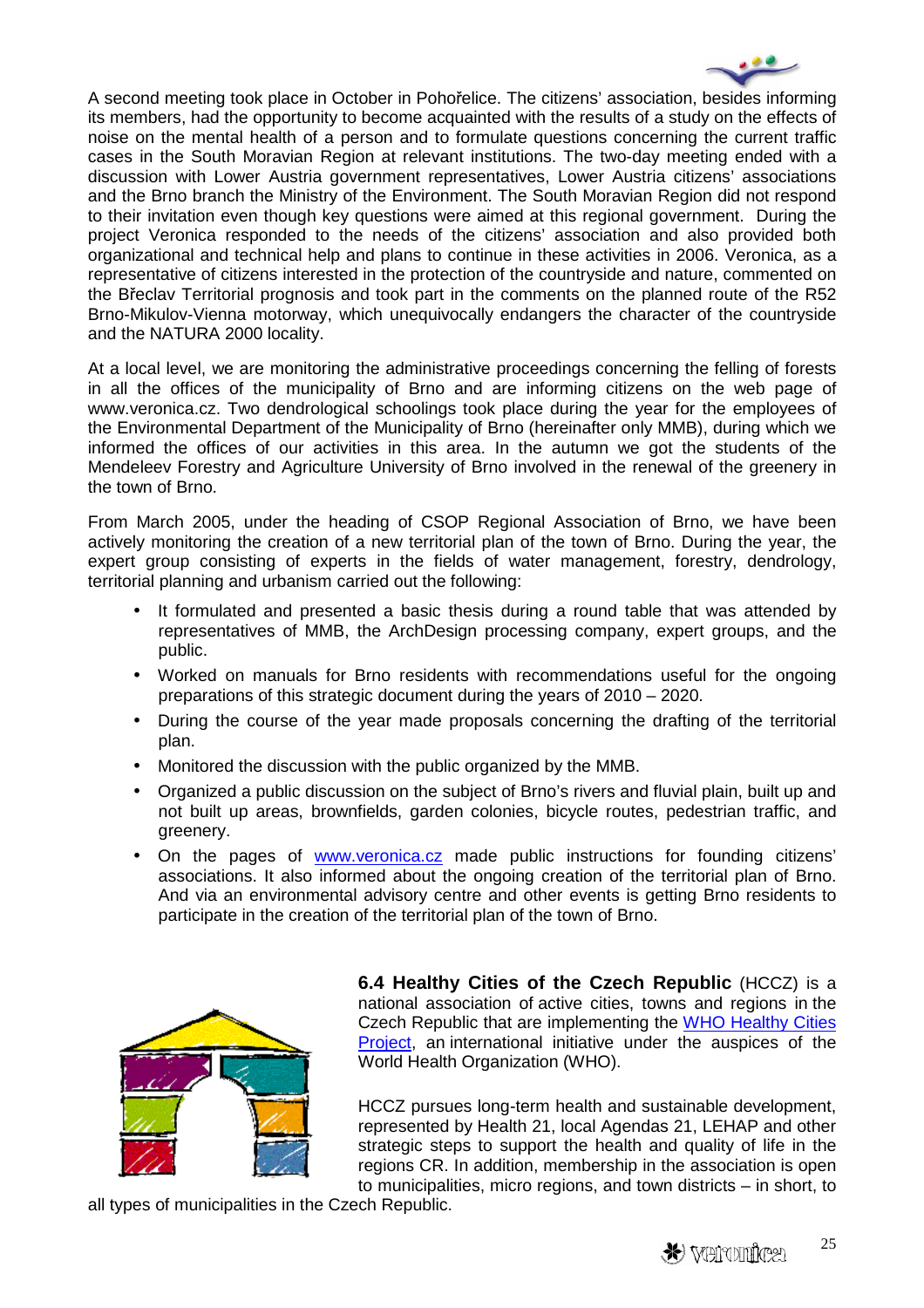A second meeting took place in October in Pohořelice. The citizens' association, besides informing its members, had the opportunity to become acquainted with the results of a study on the effects of noise on the mental health of a person and to formulate questions concerning the current traffic cases in the South Moravian Region at relevant institutions. The two-day meeting ended with a discussion with Lower Austria government representatives, Lower Austria citizens' associations and the Brno branch the Ministry of the Environment. The South Moravian Region did not respond to their invitation even though key questions were aimed at this regional government. During the project Veronica responded to the needs of the citizens' association and also provided both organizational and technical help and plans to continue in these activities in 2006. Veronica, as a representative of citizens interested in the protection of the countryside and nature, commented on the Břeclav Territorial prognosis and took part in the comments on the planned route of the R52 Brno-Mikulov-Vienna motorway, which unequivocally endangers the character of the countryside and the NATURA 2000 locality.

At a local level, we are monitoring the administrative proceedings concerning the felling of forests in all the offices of the municipality of Brno and are informing citizens on the web page of www.veronica.cz. Two dendrological schoolings took place during the year for the employees of the Environmental Department of the Municipality of Brno (hereinafter only MMB), during which we informed the offices of our activities in this area. In the autumn we got the students of the Mendeleev Forestry and Agriculture University of Brno involved in the renewal of the greenery in the town of Brno.

From March 2005, under the heading of CSOP Regional Association of Brno, we have been actively monitoring the creation of a new territorial plan of the town of Brno. During the year, the expert group consisting of experts in the fields of water management, forestry, dendrology, territorial planning and urbanism carried out the following:

- It formulated and presented a basic thesis during a round table that was attended by representatives of MMB, the ArchDesign processing company, expert groups, and the public.
- Worked on manuals for Brno residents with recommendations useful for the ongoing preparations of this strategic document during the years of 2010 – 2020.
- During the course of the year made proposals concerning the drafting of the territorial plan.
- Monitored the discussion with the public organized by the MMB.
- Organized a public discussion on the subject of Brno's rivers and fluvial plain, built up and not built up areas, brownfields, garden colonies, bicycle routes, pedestrian traffic, and greenery.
- On the pages of www.veronica.cz made public instructions for founding citizens' associations. It also informed about the ongoing creation of the territorial plan of Brno. And via an environmental advisory centre and other events is getting Brno residents to participate in the creation of the territorial plan of the town of Brno.

**6.4 Healthy Cities of the Czech Republic** (HCCZ) is a national association of active cities, towns and regions in the Czech Republic that are implementing the WHO Healthy Cities Project, an international initiative under the auspices of the World Health Organization (WHO).

HCCZ pursues long-term health and sustainable development, represented by Health 21, local Agendas 21, LEHAP and other strategic steps to support the health and quality of life in the regions CR. In addition, membership in the association is open to municipalities, micro regions, and town districts – in short, to all types of municipalities in the Czech Republic.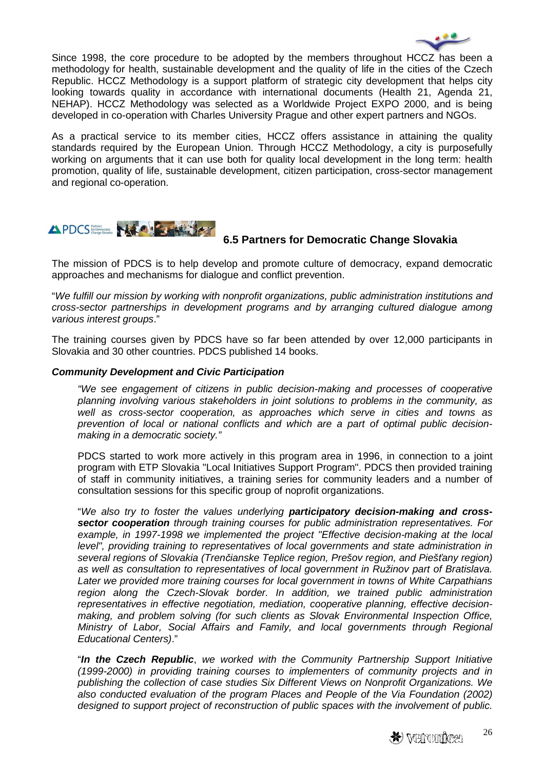Since 1998, the core procedure to be adopted by the members throughout HCCZ has been a methodology for health, sustainable development and the quality of life in the cities of the Czech Republic. HCCZ Methodology is a support platform of strategic city development that helps city looking towards quality in accordance with international documents (Health 21, Agenda 21, NEHAP). HCCZ Methodology was selected as a Worldwide Project EXPO 2000, and is being developed in co-operation with Charles University Prague and other expert partners and NGOs.

As a practical service to its member cities, HCCZ offers assistance in attaining the quality standards required by the European Union. Through HCCZ Methodology, a city is purposefully working on arguments that it can use both for quality local development in the long term: health promotion, quality of life, sustainable development, citizen participation, cross-sector management and regional co-operation.

### 6.5 Partners for Democratic Change Slovakia

The mission of PDCS is to help develop and promote culture of democracy, expand democratic approaches and mechanisms for dialogue and conflict prevention.

"*We fulfill our mission by working with nonprofit organizations, public administration institutions and cross-sector partnerships in development programs and by arranging cultured dialogue among various interest groups*."

The training courses given by PDCS have so far been attended by over 12,000 participants in Slovakia and 30 other countries. PDCS published 14 books.

***Community Development and Civic Participation***

> *"We see engagement of citizens in public decision-making and processes of cooperative planning involving various stakeholders in joint solutions to problems in the community, as well as cross-sector cooperation, as approaches which serve in cities and towns as prevention of local or national conflicts and which are a part of optimal public decision-making in a democratic society."*
>
> PDCS started to work more actively in this program area in 1996, in connection to a joint program with ETP Slovakia "Local Initiatives Support Program". PDCS then provided training of staff in community initiatives, a training series for community leaders and a number of consultation sessions for this specific group of noprofit organizations.
>
> "*We also try to foster the values underlying **participatory decision-making and cross-sector cooperation** through training courses for public administration representatives. For example, in 1997-1998 we implemented the project "Effective decision-making at the local level", providing training to representatives of local governments and state administration in several regions of Slovakia (Trenčianske Teplice region, Prešov region, and Piešťany region) as well as consultation to representatives of local government in Ružinov part of Bratislava. Later we provided more training courses for local government in towns of White Carpathians region along the Czech-Slovak border. In addition, we trained public administration representatives in effective negotiation, mediation, cooperative planning, effective decision-making, and problem solving (for such clients as Slovak Environmental Inspection Office, Ministry of Labor, Social Affairs and Family, and local governments through Regional Educational Centers)*."
>
> "***In the Czech Republic***, *we worked with the Community Partnership Support Initiative (1999-2000) in providing training courses to implementers of community projects and in publishing the collection of case studies Six Different Views on Nonprofit Organizations. We also conducted evaluation of the program Places and People of the Via Foundation (2002) designed to support project of reconstruction of public spaces with the involvement of public.*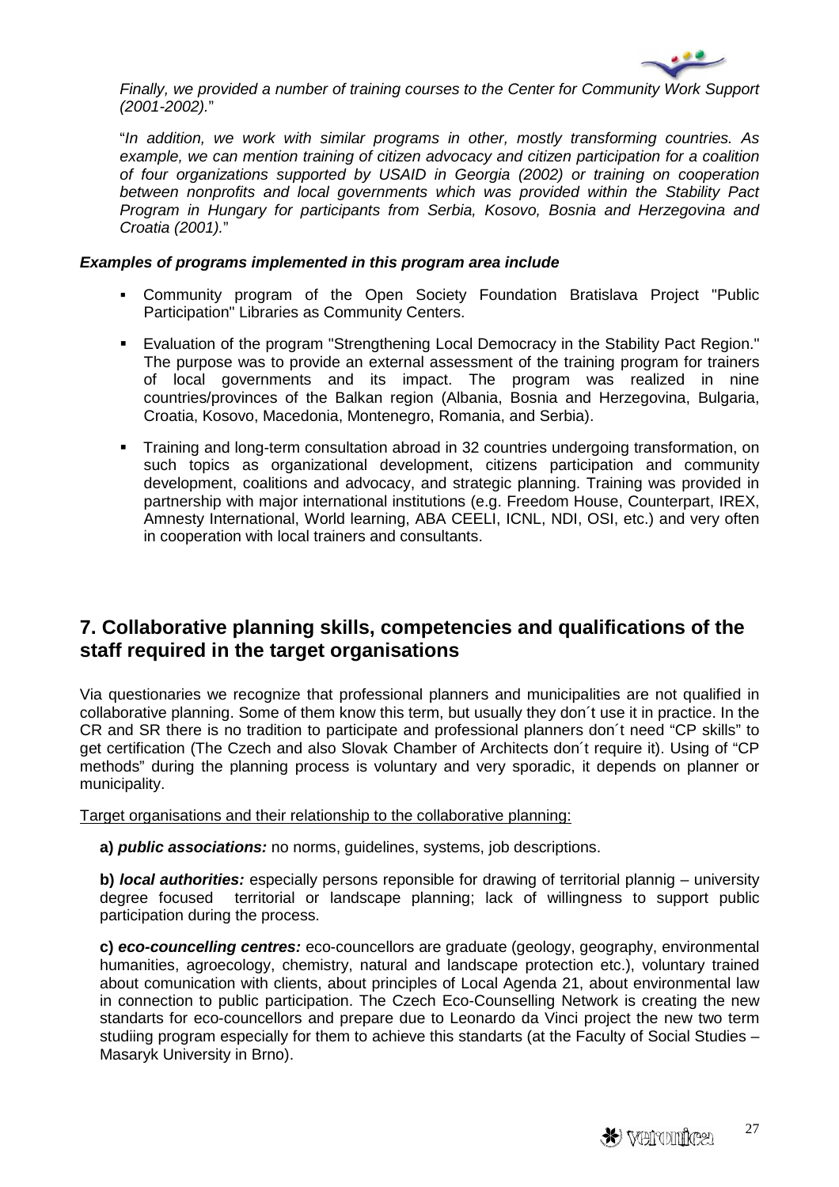*Finally, we provided a number of training courses to the Center for Community Work Support (2001-2002).*"

"*In addition, we work with similar programs in other, mostly transforming countries. As example, we can mention training of citizen advocacy and citizen participation for a coalition of four organizations supported by USAID in Georgia (2002) or training on cooperation between nonprofits and local governments which was provided within the Stability Pact Program in Hungary for participants from Serbia, Kosovo, Bosnia and Herzegovina and Croatia (2001).*"

***Examples of programs implemented in this program area include***

- Community program of the Open Society Foundation Bratislava Project "Public Participation" Libraries as Community Centers.
- Evaluation of the program "Strengthening Local Democracy in the Stability Pact Region." The purpose was to provide an external assessment of the training program for trainers of local governments and its impact. The program was realized in nine countries/provinces of the Balkan region (Albania, Bosnia and Herzegovina, Bulgaria, Croatia, Kosovo, Macedonia, Montenegro, Romania, and Serbia).
- Training and long-term consultation abroad in 32 countries undergoing transformation, on such topics as organizational development, citizens participation and community development, coalitions and advocacy, and strategic planning. Training was provided in partnership with major international institutions (e.g. Freedom House, Counterpart, IREX, Amnesty International, World learning, ABA CEELI, ICNL, NDI, OSI, etc.) and very often in cooperation with local trainers and consultants.

## 7. Collaborative planning skills, competencies and qualifications of the staff required in the target organisations

Via questionaries we recognize that professional planners and municipalities are not qualified in collaborative planning. Some of them know this term, but usually they don´t use it in practice. In the CR and SR there is no tradition to participate and professional planners don´t need "CP skills" to get certification (The Czech and also Slovak Chamber of Architects don´t require it). Using of "CP methods" during the planning process is voluntary and very sporadic, it depends on planner or municipality.

Target organisations and their relationship to the collaborative planning:

**a)** ***public associations:*** no norms, guidelines, systems, job descriptions.

**b)** ***local authorities:*** especially persons reponsible for drawing of territorial plannig – university degree focused territorial or landscape planning; lack of willingness to support public participation during the process.

**c)** ***eco-councelling centres:*** eco-councellors are graduate (geology, geography, environmental humanities, agroecology, chemistry, natural and landscape protection etc.), voluntary trained about comunication with clients, about principles of Local Agenda 21, about environmental law in connection to public participation. The Czech Eco-Counselling Network is creating the new standarts for eco-councellors and prepare due to Leonardo da Vinci project the new two term studiing program especially for them to achieve this standarts (at the Faculty of Social Studies – Masaryk University in Brno).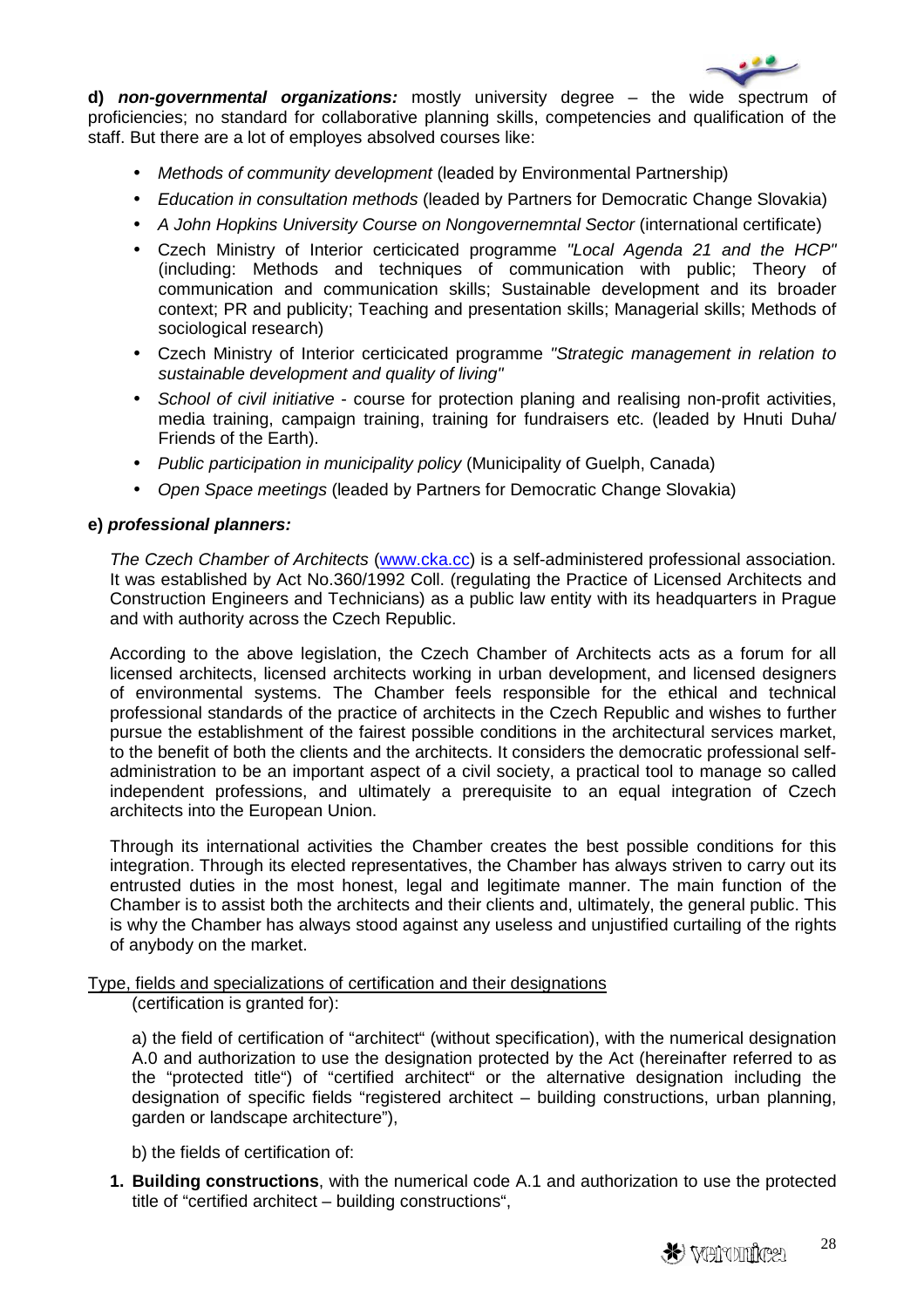**d)** ***non-governmental organizations:*** mostly university degree – the wide spectrum of proficiencies; no standard for collaborative planning skills, competencies and qualification of the staff. But there are a lot of employes absolved courses like:

- *Methods of community development* (leaded by Environmental Partnership)
- *Education in consultation methods* (leaded by Partners for Democratic Change Slovakia)
- *A John Hopkins University Course on Nongovernemntal Sector* (international certificate)
- Czech Ministry of Interior certicicated programme *"Local Agenda 21 and the HCP"* (including: Methods and techniques of communication with public; Theory of communication and communication skills; Sustainable development and its broader context; PR and publicity; Teaching and presentation skills; Managerial skills; Methods of sociological research)
- Czech Ministry of Interior certicicated programme *"Strategic management in relation to sustainable development and quality of living"*
- *School of civil initiative* - course for protection planing and realising non-profit activities, media training, campaign training, training for fundraisers etc. (leaded by Hnuti Duha/ Friends of the Earth).
- *Public participation in municipality policy* (Municipality of Guelph, Canada)
- *Open Space meetings* (leaded by Partners for Democratic Change Slovakia)

**e)** ***professional planners:***

*The Czech Chamber of Architects* (www.cka.cc) is a self-administered professional association. It was established by Act No.360/1992 Coll. (regulating the Practice of Licensed Architects and Construction Engineers and Technicians) as a public law entity with its headquarters in Prague and with authority across the Czech Republic.

According to the above legislation, the Czech Chamber of Architects acts as a forum for all licensed architects, licensed architects working in urban development, and licensed designers of environmental systems. The Chamber feels responsible for the ethical and technical professional standards of the practice of architects in the Czech Republic and wishes to further pursue the establishment of the fairest possible conditions in the architectural services market, to the benefit of both the clients and the architects. It considers the democratic professional self-administration to be an important aspect of a civil society, a practical tool to manage so called independent professions, and ultimately a prerequisite to an equal integration of Czech architects into the European Union.

Through its international activities the Chamber creates the best possible conditions for this integration. Through its elected representatives, the Chamber has always striven to carry out its entrusted duties in the most honest, legal and legitimate manner. The main function of the Chamber is to assist both the architects and their clients and, ultimately, the general public. This is why the Chamber has always stood against any useless and unjustified curtailing of the rights of anybody on the market.

Type, fields and specializations of certification and their designations

(certification is granted for):

a) the field of certification of "architect" (without specification), with the numerical designation A.0 and authorization to use the designation protected by the Act (hereinafter referred to as the "protected title") of "certified architect" or the alternative designation including the designation of specific fields "registered architect – building constructions, urban planning, garden or landscape architecture"),

b) the fields of certification of:

1. **Building constructions**, with the numerical code A.1 and authorization to use the protected title of "certified architect – building constructions",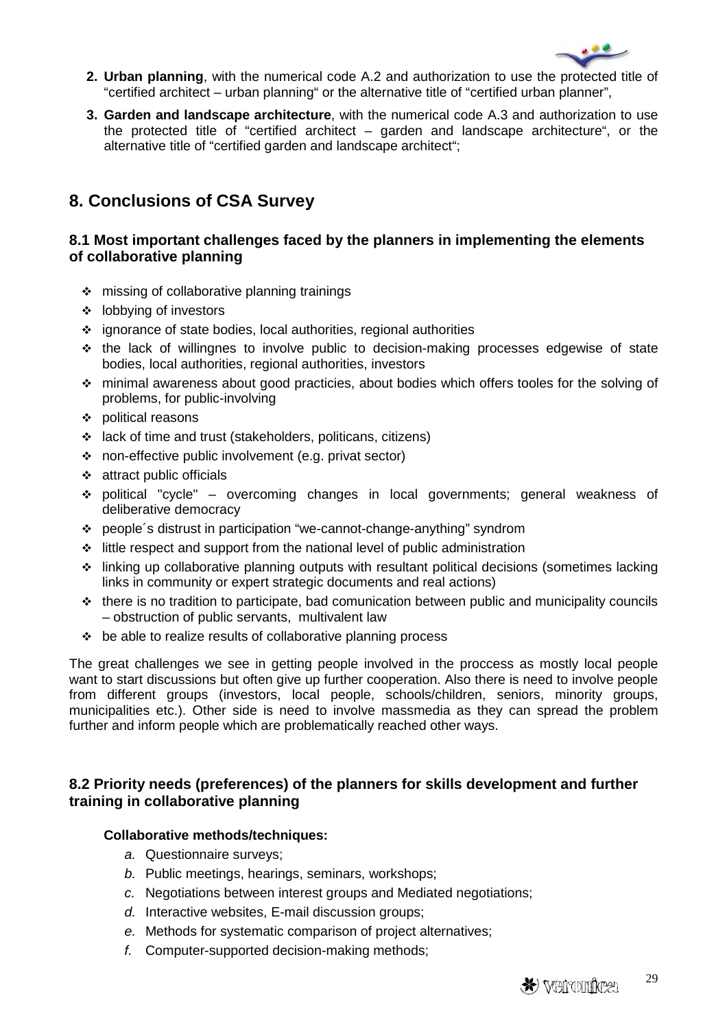2. **Urban planning**, with the numerical code A.2 and authorization to use the protected title of "certified architect – urban planning" or the alternative title of "certified urban planner",
3. **Garden and landscape architecture**, with the numerical code A.3 and authorization to use the protected title of "certified architect – garden and landscape architecture", or the alternative title of "certified garden and landscape architect";

# 8. Conclusions of CSA Survey

## 8.1 Most important challenges faced by the planners in implementing the elements of collaborative planning

- missing of collaborative planning trainings
- lobbying of investors
- ignorance of state bodies, local authorities, regional authorities
- the lack of willingnes to involve public to decision-making processes edgewise of state bodies, local authorities, regional authorities, investors
- minimal awareness about good practicies, about bodies which offers tooles for the solving of problems, for public-involving
- political reasons
- lack of time and trust (stakeholders, politicans, citizens)
- non-effective public involvement (e.g. privat sector)
- attract public officials
- political "cycle" – overcoming changes in local governments; general weakness of deliberative democracy
- people´s distrust in participation "we-cannot-change-anything" syndrom
- little respect and support from the national level of public administration
- linking up collaborative planning outputs with resultant political decisions (sometimes lacking links in community or expert strategic documents and real actions)
- there is no tradition to participate, bad comunication between public and municipality councils – obstruction of public servants, multivalent law
- be able to realize results of collaborative planning process

The great challenges we see in getting people involved in the proccess as mostly local people want to start discussions but often give up further cooperation. Also there is need to involve people from different groups (investors, local people, schools/children, seniors, minority groups, municipalities etc.). Other side is need to involve massmedia as they can spread the problem further and inform people which are problematically reached other ways.

## 8.2 Priority needs (preferences) of the planners for skills development and further training in collaborative planning

**Collaborative methods/techniques:**

*a.* Questionnaire surveys;
*b.* Public meetings, hearings, seminars, workshops;
*c.* Negotiations between interest groups and Mediated negotiations;
*d.* Interactive websites, E-mail discussion groups;
*e.* Methods for systematic comparison of project alternatives;
*f.* Computer-supported decision-making methods;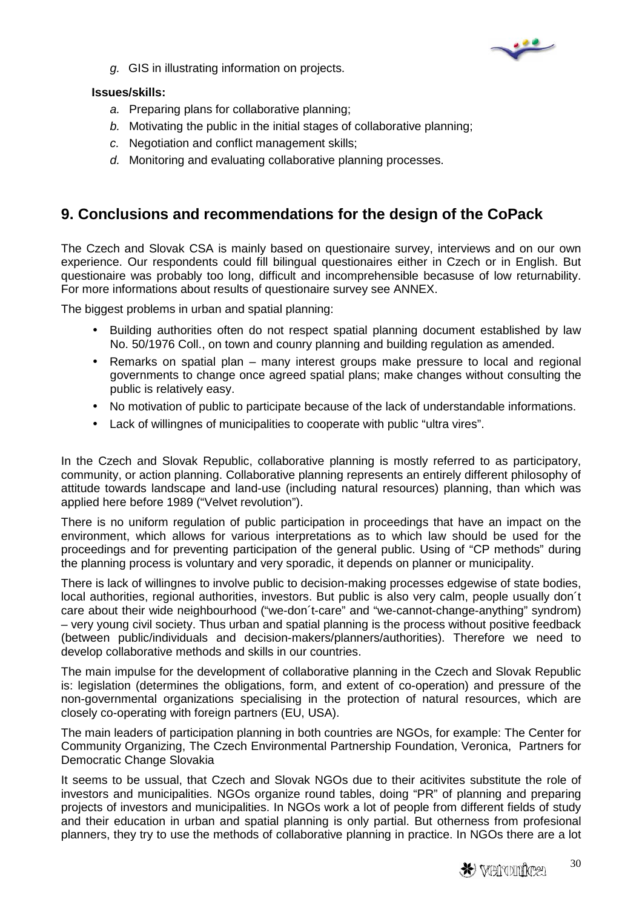*g.* GIS in illustrating information on projects.

**Issues/skills:**

*a.* Preparing plans for collaborative planning;

*b.* Motivating the public in the initial stages of collaborative planning;

*c.* Negotiation and conflict management skills;

*d.* Monitoring and evaluating collaborative planning processes.

## 9. Conclusions and recommendations for the design of the CoPack

The Czech and Slovak CSA is mainly based on questionaire survey, interviews and on our own experience. Our respondents could fill bilingual questionaires either in Czech or in English. But questionaire was probably too long, difficult and incomprehensible becasuse of low returnability. For more informations about results of questionaire survey see ANNEX.

The biggest problems in urban and spatial planning:

- Building authorities often do not respect spatial planning document established by law No. 50/1976 Coll., on town and counry planning and building regulation as amended.
- Remarks on spatial plan – many interest groups make pressure to local and regional governments to change once agreed spatial plans; make changes without consulting the public is relatively easy.
- No motivation of public to participate because of the lack of understandable informations.
- Lack of willingnes of municipalities to cooperate with public "ultra vires".

In the Czech and Slovak Republic, collaborative planning is mostly referred to as participatory, community, or action planning. Collaborative planning represents an entirely different philosophy of attitude towards landscape and land-use (including natural resources) planning, than which was applied here before 1989 ("Velvet revolution").

There is no uniform regulation of public participation in proceedings that have an impact on the environment, which allows for various interpretations as to which law should be used for the proceedings and for preventing participation of the general public. Using of "CP methods" during the planning process is voluntary and very sporadic, it depends on planner or municipality.

There is lack of willingnes to involve public to decision-making processes edgewise of state bodies, local authorities, regional authorities, investors. But public is also very calm, people usually don´t care about their wide neighbourhood ("we-don´t-care" and "we-cannot-change-anything" syndrom) – very young civil society. Thus urban and spatial planning is the process without positive feedback (between public/individuals and decision-makers/planners/authorities). Therefore we need to develop collaborative methods and skills in our countries.

The main impulse for the development of collaborative planning in the Czech and Slovak Republic is: legislation (determines the obligations, form, and extent of co-operation) and pressure of the non-governmental organizations specialising in the protection of natural resources, which are closely co-operating with foreign partners (EU, USA).

The main leaders of participation planning in both countries are NGOs, for example: The Center for Community Organizing, The Czech Environmental Partnership Foundation, Veronica, Partners for Democratic Change Slovakia

It seems to be ussual, that Czech and Slovak NGOs due to their acitivites substitute the role of investors and municipalities. NGOs organize round tables, doing "PR" of planning and preparing projects of investors and municipalities. In NGOs work a lot of people from different fields of study and their education in urban and spatial planning is only partial. But otherness from profesional planners, they try to use the methods of collaborative planning in practice. In NGOs there are a lot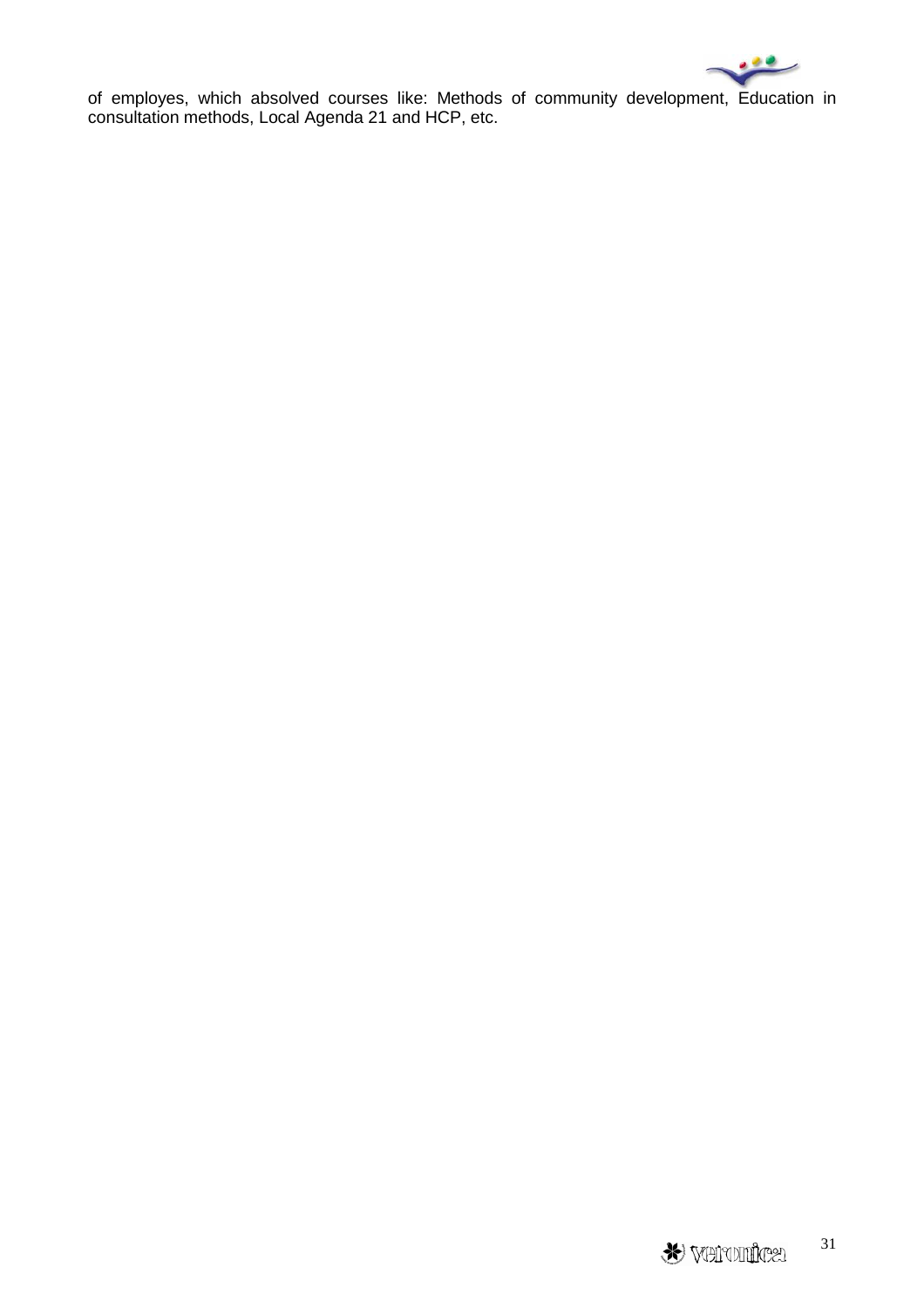of employes, which absolved courses like: Methods of community development, Education in consultation methods, Local Agenda 21 and HCP, etc.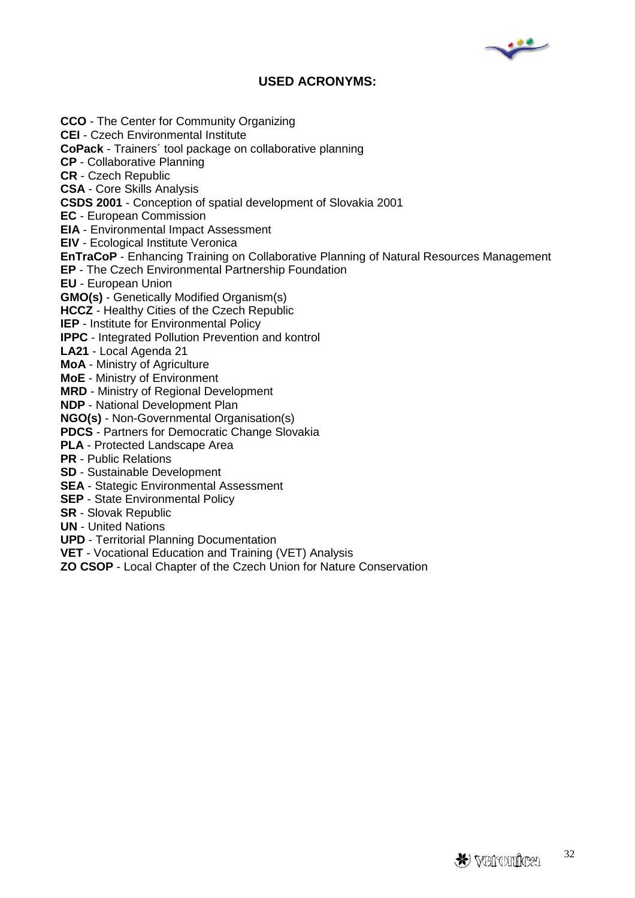## USED ACRONYMS:

**CCO** - The Center for Community Organizing
**CEI** - Czech Environmental Institute
**CoPack** - Trainers´ tool package on collaborative planning
**CP** - Collaborative Planning
**CR** - Czech Republic
**CSA** - Core Skills Analysis
**CSDS 2001** - Conception of spatial development of Slovakia 2001
**EC** - European Commission
**EIA** - Environmental Impact Assessment
**EIV** - Ecological Institute Veronica
**EnTraCoP** - Enhancing Training on Collaborative Planning of Natural Resources Management
**EP** - The Czech Environmental Partnership Foundation
**EU** - European Union
**GMO(s)** - Genetically Modified Organism(s)
**HCCZ** - Healthy Cities of the Czech Republic
**IEP** - Institute for Environmental Policy
**IPPC** - Integrated Pollution Prevention and kontrol
**LA21** - Local Agenda 21
**MoA** - Ministry of Agriculture
**MoE** - Ministry of Environment
**MRD** - Ministry of Regional Development
**NDP** - National Development Plan
**NGO(s)** - Non-Governmental Organisation(s)
**PDCS** - Partners for Democratic Change Slovakia
**PLA** - Protected Landscape Area
**PR** - Public Relations
**SD** - Sustainable Development
**SEA** - Stategic Environmental Assessment
**SEP** - State Environmental Policy
**SR** - Slovak Republic
**UN** - United Nations
**UPD** - Territorial Planning Documentation
**VET** - Vocational Education and Training (VET) Analysis
**ZO CSOP** - Local Chapter of the Czech Union for Nature Conservation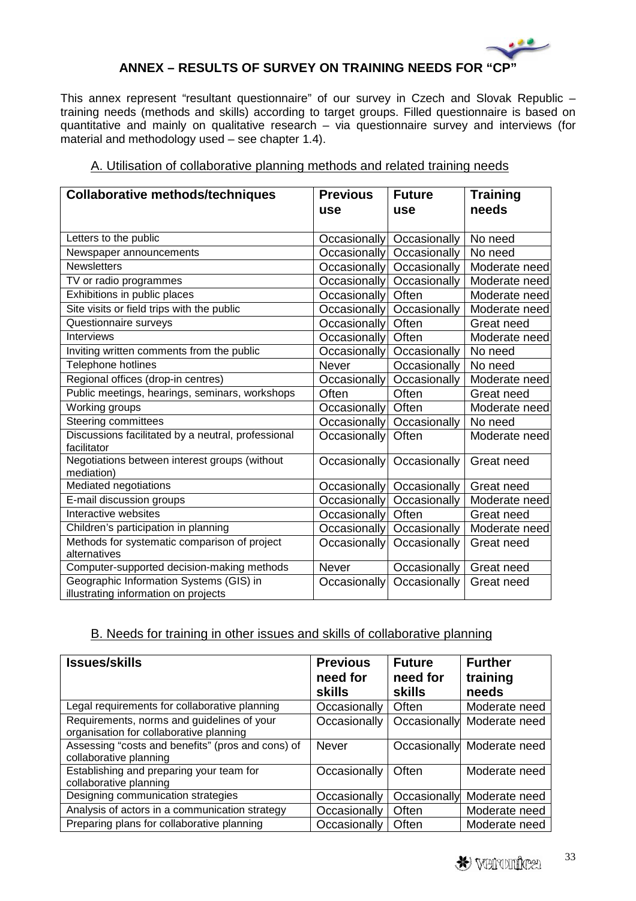## ANNEX – RESULTS OF SURVEY ON TRAINING NEEDS FOR "CP"

This annex represent "resultant questionnaire" of our survey in Czech and Slovak Republic – training needs (methods and skills) according to target groups. Filled questionnaire is based on quantitative and mainly on qualitative research – via questionnaire survey and interviews (for material and methodology used – see chapter 1.4).

### A. Utilisation of collaborative planning methods and related training needs

| Collaborative methods/techniques | Previous use | Future use | Training needs |
|---|---|---|---|
| Letters to the public | Occasionally | Occasionally | No need |
| Newspaper announcements | Occasionally | Occasionally | No need |
| Newsletters | Occasionally | Occasionally | Moderate need |
| TV or radio programmes | Occasionally | Occasionally | Moderate need |
| Exhibitions in public places | Occasionally | Often | Moderate need |
| Site visits or field trips with the public | Occasionally | Occasionally | Moderate need |
| Questionnaire surveys | Occasionally | Often | Great need |
| Interviews | Occasionally | Often | Moderate need |
| Inviting written comments from the public | Occasionally | Occasionally | No need |
| Telephone hotlines | Never | Occasionally | No need |
| Regional offices (drop-in centres) | Occasionally | Occasionally | Moderate need |
| Public meetings, hearings, seminars, workshops | Often | Often | Great need |
| Working groups | Occasionally | Often | Moderate need |
| Steering committees | Occasionally | Occasionally | No need |
| Discussions facilitated by a neutral, professional facilitator | Occasionally | Often | Moderate need |
| Negotiations between interest groups (without mediation) | Occasionally | Occasionally | Great need |
| Mediated negotiations | Occasionally | Occasionally | Great need |
| E-mail discussion groups | Occasionally | Occasionally | Moderate need |
| Interactive websites | Occasionally | Often | Great need |
| Children's participation in planning | Occasionally | Occasionally | Moderate need |
| Methods for systematic comparison of project alternatives | Occasionally | Occasionally | Great need |
| Computer-supported decision-making methods | Never | Occasionally | Great need |
| Geographic Information Systems (GIS) in illustrating information on projects | Occasionally | Occasionally | Great need |

### B. Needs for training in other issues and skills of collaborative planning

| Issues/skills | Previous need for skills | Future need for skills | Further training needs |
|---|---|---|---|
| Legal requirements for collaborative planning | Occasionally | Often | Moderate need |
| Requirements, norms and guidelines of your organisation for collaborative planning | Occasionally | Occasionally | Moderate need |
| Assessing "costs and benefits" (pros and cons) of collaborative planning | Never | Occasionally | Moderate need |
| Establishing and preparing your team for collaborative planning | Occasionally | Often | Moderate need |
| Designing communication strategies | Occasionally | Occasionally | Moderate need |
| Analysis of actors in a communication strategy | Occasionally | Often | Moderate need |
| Preparing plans for collaborative planning | Occasionally | Often | Moderate need |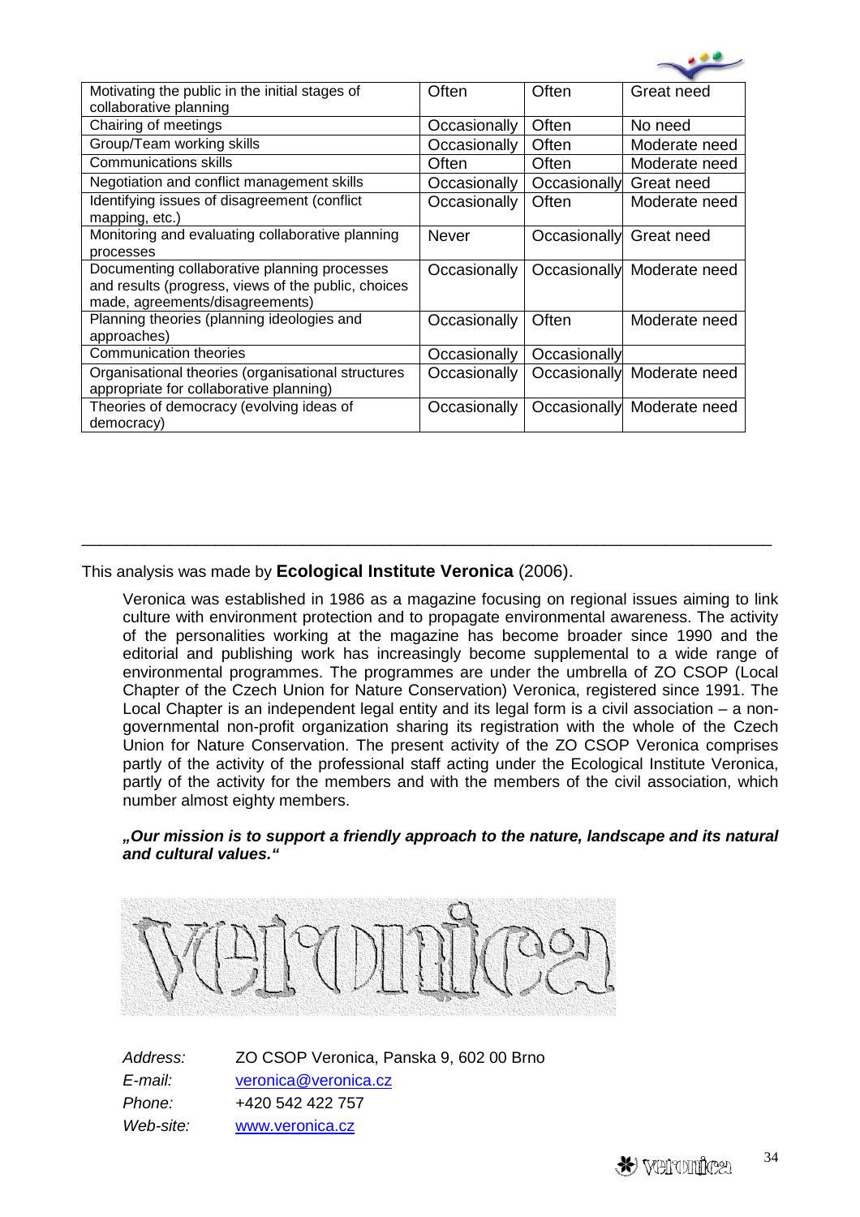| | | | |
|---|---|---|---|
| Motivating the public in the initial stages of collaborative planning | Often | Often | Great need |
| Chairing of meetings | Occasionally | Often | No need |
| Group/Team working skills | Occasionally | Often | Moderate need |
| Communications skills | Often | Often | Moderate need |
| Negotiation and conflict management skills | Occasionally | Occasionally | Great need |
| Identifying issues of disagreement (conflict mapping, etc.) | Occasionally | Often | Moderate need |
| Monitoring and evaluating collaborative planning processes | Never | Occasionally | Great need |
| Documenting collaborative planning processes and results (progress, views of the public, choices made, agreements/disagreements) | Occasionally | Occasionally | Moderate need |
| Planning theories (planning ideologies and approaches) | Occasionally | Often | Moderate need |
| Communication theories | Occasionally | Occasionally | |
| Organisational theories (organisational structures appropriate for collaborative planning) | Occasionally | Occasionally | Moderate need |
| Theories of democracy (evolving ideas of democracy) | Occasionally | Occasionally | Moderate need |

---

This analysis was made by **Ecological Institute Veronica** (2006).

Veronica was established in 1986 as a magazine focusing on regional issues aiming to link culture with environment protection and to propagate environmental awareness. The activity of the personalities working at the magazine has become broader since 1990 and the editorial and publishing work has increasingly become supplemental to a wide range of environmental programmes. The programmes are under the umbrella of ZO CSOP (Local Chapter of the Czech Union for Nature Conservation) Veronica, registered since 1991. The Local Chapter is an independent legal entity and its legal form is a civil association – a non-governmental non-profit organization sharing its registration with the whole of the Czech Union for Nature Conservation. The present activity of the ZO CSOP Veronica comprises partly of the activity of the professional staff acting under the Ecological Institute Veronica, partly of the activity for the members and with the members of the civil association, which number almost eighty members.

***„Our mission is to support a friendly approach to the nature, landscape and its natural and cultural values."***

*Address:* ZO CSOP Veronica, Panska 9, 602 00 Brno

*E-mail:* veronica@veronica.cz

*Phone:* +420 542 422 757

*Web-site:* www.veronica.cz